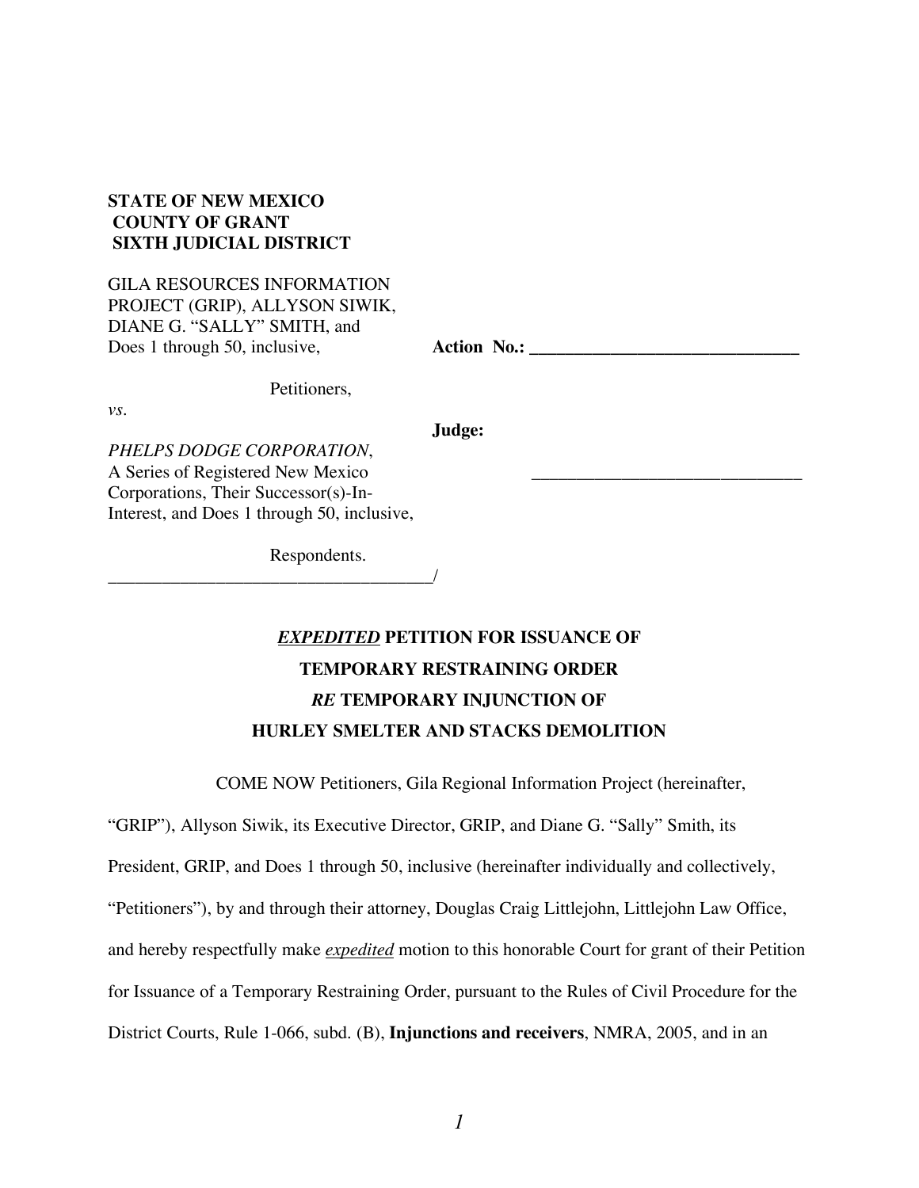**STATE OF NEW MEXICO**
**COUNTY OF GRANT**
**SIXTH JUDICIAL DISTRICT**

GILA RESOURCES INFORMATION PROJECT (GRIP), ALLYSON SIWIK, DIANE G. "SALLY" SMITH, and Does 1 through 50, inclusive,

Petitioners,

*vs*.

*PHELPS DODGE CORPORATION*, A Series of Registered New Mexico Corporations, Their Successor(s)-In-Interest, and Does 1 through 50, inclusive,

Respondents.

**Action No.: ______________________________**

**Judge:** ______________________________

# ***EXPEDITED*** **PETITION FOR ISSUANCE OF TEMPORARY RESTRAINING ORDER** ***RE*** **TEMPORARY INJUNCTION OF HURLEY SMELTER AND STACKS DEMOLITION**

COME NOW Petitioners, Gila Regional Information Project (hereinafter, "GRIP"), Allyson Siwik, its Executive Director, GRIP, and Diane G. "Sally" Smith, its President, GRIP, and Does 1 through 50, inclusive (hereinafter individually and collectively, "Petitioners"), by and through their attorney, Douglas Craig Littlejohn, Littlejohn Law Office, and hereby respectfully make *expedited* motion to this honorable Court for grant of their Petition for Issuance of a Temporary Restraining Order, pursuant to the Rules of Civil Procedure for the District Courts, Rule 1-066, subd. (B), **Injunctions and receivers**, NMRA, 2005, and in an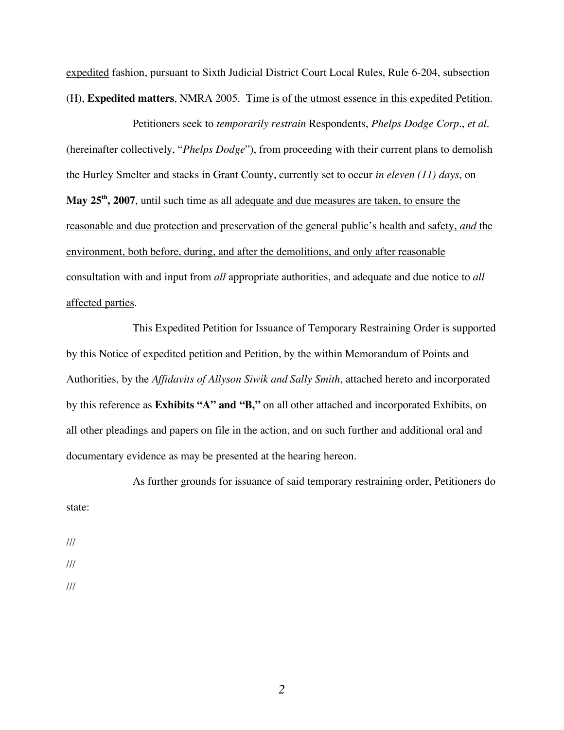expedited fashion, pursuant to Sixth Judicial District Court Local Rules, Rule 6-204, subsection (H), **Expedited matters**, NMRA 2005. Time is of the utmost essence in this expedited Petition.

Petitioners seek to *temporarily restrain* Respondents, *Phelps Dodge Corp*., *et al*. (hereinafter collectively, "*Phelps Dodge*"), from proceeding with their current plans to demolish the Hurley Smelter and stacks in Grant County, currently set to occur *in eleven (11) days*, on **May 25th, 2007**, until such time as all adequate and due measures are taken, to ensure the reasonable and due protection and preservation of the general public's health and safety, *and* the environment, both before, during, and after the demolitions, and only after reasonable consultation with and input from *all* appropriate authorities, and adequate and due notice to *all* affected parties.

This Expedited Petition for Issuance of Temporary Restraining Order is supported by this Notice of expedited petition and Petition, by the within Memorandum of Points and Authorities, by the *Affidavits of Allyson Siwik and Sally Smith*, attached hereto and incorporated by this reference as **Exhibits "A" and "B,"** on all other attached and incorporated Exhibits, on all other pleadings and papers on file in the action, and on such further and additional oral and documentary evidence as may be presented at the hearing hereon.

As further grounds for issuance of said temporary restraining order, Petitioners do state:

///

///

///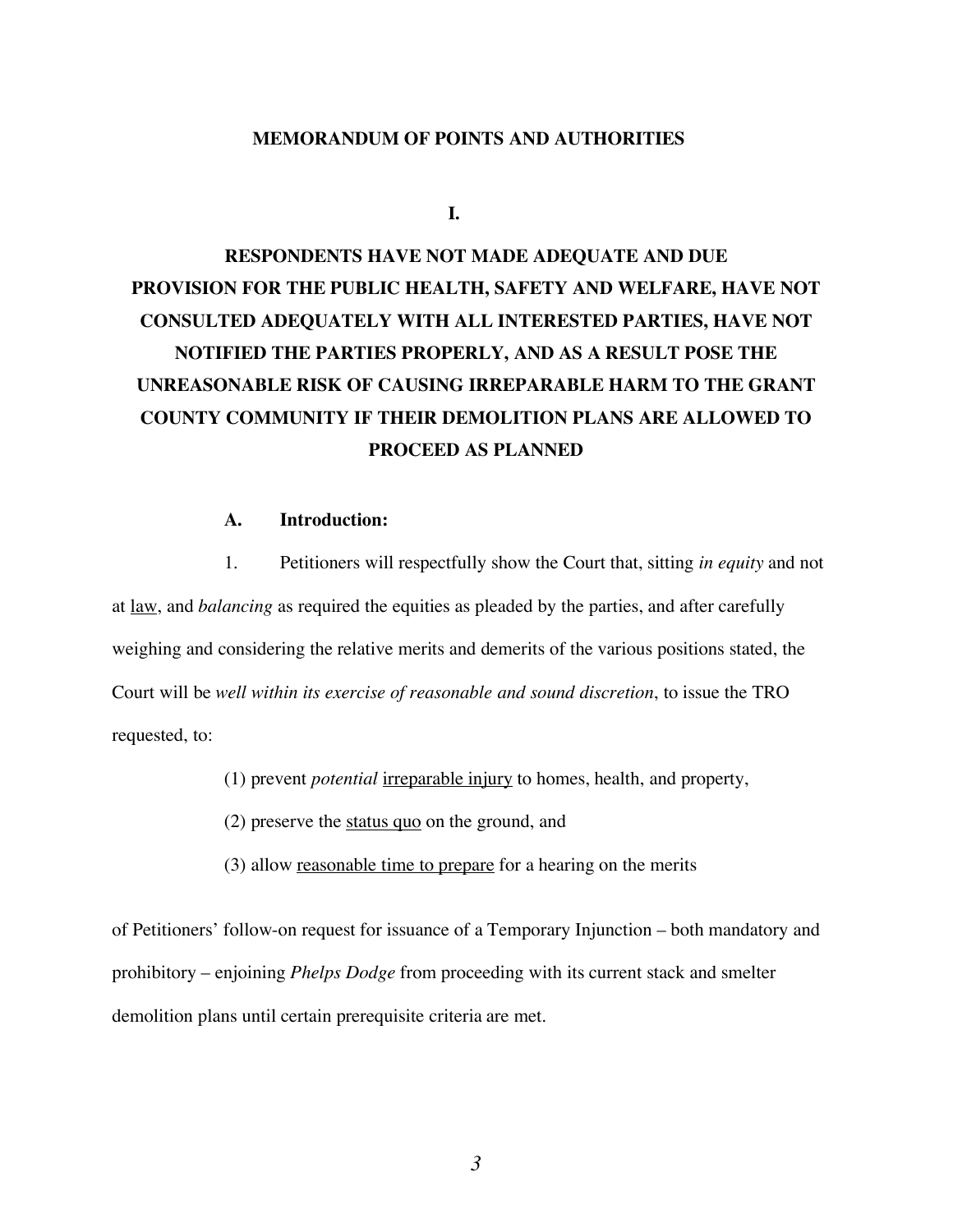## MEMORANDUM OF POINTS AND AUTHORITIES

### I.

### RESPONDENTS HAVE NOT MADE ADEQUATE AND DUE PROVISION FOR THE PUBLIC HEALTH, SAFETY AND WELFARE, HAVE NOT CONSULTED ADEQUATELY WITH ALL INTERESTED PARTIES, HAVE NOT NOTIFIED THE PARTIES PROPERLY, AND AS A RESULT POSE THE UNREASONABLE RISK OF CAUSING IRREPARABLE HARM TO THE GRANT COUNTY COMMUNITY IF THEIR DEMOLITION PLANS ARE ALLOWED TO PROCEED AS PLANNED

**A. Introduction:**

1. Petitioners will respectfully show the Court that, sitting *in equity* and not at <u>law</u>, and *balancing* as required the equities as pleaded by the parties, and after carefully weighing and considering the relative merits and demerits of the various positions stated, the Court will be *well within its exercise of reasonable and sound discretion*, to issue the TRO requested, to:

(1) prevent *potential* <u>irreparable injury</u> to homes, health, and property,

(2) preserve the <u>status quo</u> on the ground, and

(3) allow <u>reasonable time to prepare</u> for a hearing on the merits

of Petitioners' follow-on request for issuance of a Temporary Injunction – both mandatory and prohibitory – enjoining *Phelps Dodge* from proceeding with its current stack and smelter demolition plans until certain prerequisite criteria are met.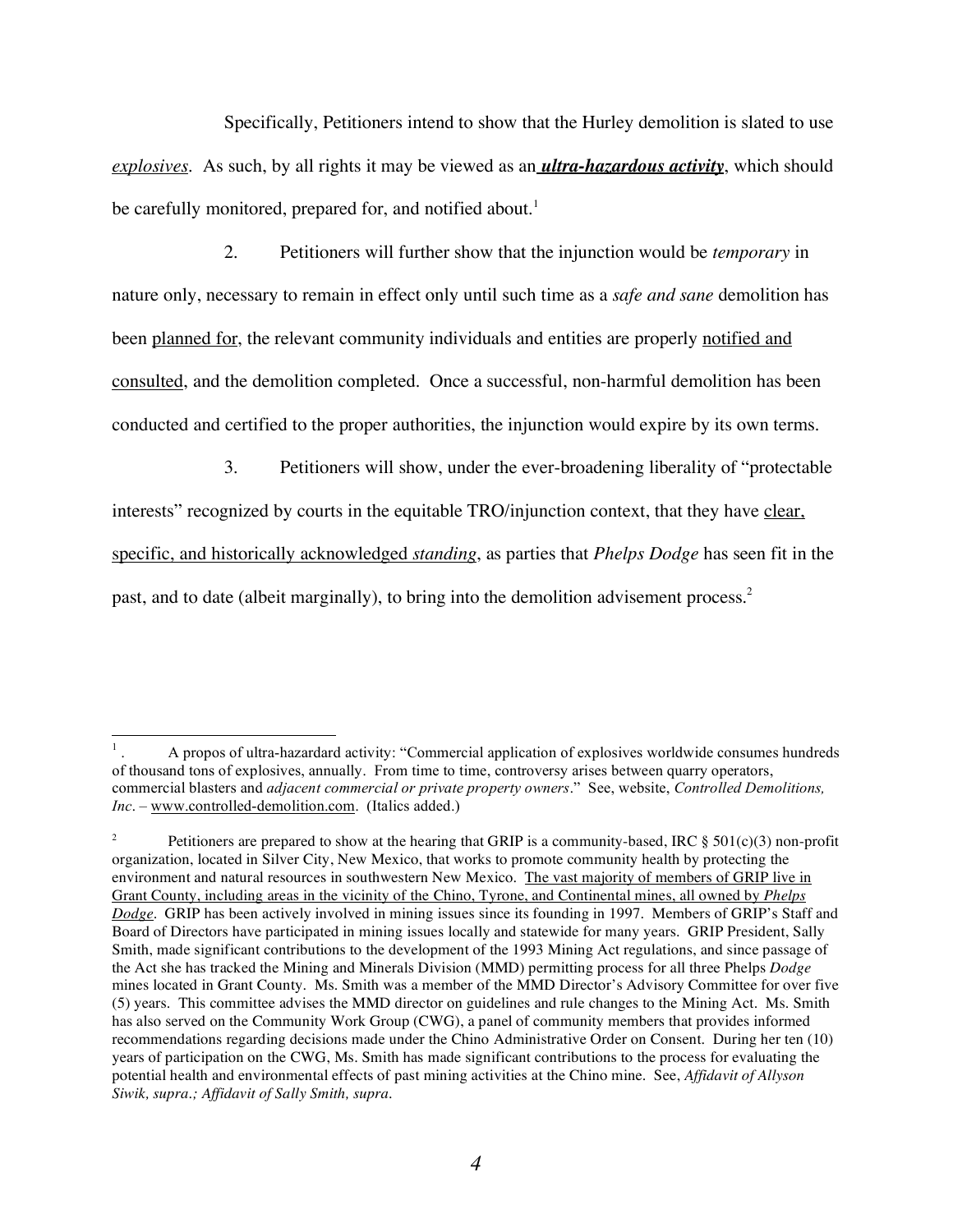Specifically, Petitioners intend to show that the Hurley demolition is slated to use *explosives*. As such, by all rights it may be viewed as an ***ultra-hazardous activity***, which should be carefully monitored, prepared for, and notified about.[1]

2. Petitioners will further show that the injunction would be *temporary* in nature only, necessary to remain in effect only until such time as a *safe and sane* demolition has been planned for, the relevant community individuals and entities are properly notified and consulted, and the demolition completed. Once a successful, non-harmful demolition has been conducted and certified to the proper authorities, the injunction would expire by its own terms.

3. Petitioners will show, under the ever-broadening liberality of "protectable interests" recognized by courts in the equitable TRO/injunction context, that they have clear, specific, and historically acknowledged *standing*, as parties that *Phelps Dodge* has seen fit in the past, and to date (albeit marginally), to bring into the demolition advisement process.[2]

---

[1] . A propos of ultra-hazardard activity: "Commercial application of explosives worldwide consumes hundreds of thousand tons of explosives, annually. From time to time, controversy arises between quarry operators, commercial blasters and *adjacent commercial or private property owners*." See, website, *Controlled Demolitions, Inc.* – www.controlled-demolition.com. (Italics added.)

[2] Petitioners are prepared to show at the hearing that GRIP is a community-based, IRC § 501(c)(3) non-profit organization, located in Silver City, New Mexico, that works to promote community health by protecting the environment and natural resources in southwestern New Mexico. The vast majority of members of GRIP live in Grant County, including areas in the vicinity of the Chino, Tyrone, and Continental mines, all owned by *Phelps Dodge*. GRIP has been actively involved in mining issues since its founding in 1997. Members of GRIP's Staff and Board of Directors have participated in mining issues locally and statewide for many years. GRIP President, Sally Smith, made significant contributions to the development of the 1993 Mining Act regulations, and since passage of the Act she has tracked the Mining and Minerals Division (MMD) permitting process for all three Phelps *Dodge* mines located in Grant County. Ms. Smith was a member of the MMD Director's Advisory Committee for over five (5) years. This committee advises the MMD director on guidelines and rule changes to the Mining Act. Ms. Smith has also served on the Community Work Group (CWG), a panel of community members that provides informed recommendations regarding decisions made under the Chino Administrative Order on Consent. During her ten (10) years of participation on the CWG, Ms. Smith has made significant contributions to the process for evaluating the potential health and environmental effects of past mining activities at the Chino mine. See, *Affidavit of Allyson Siwik, supra.; Affidavit of Sally Smith, supra.*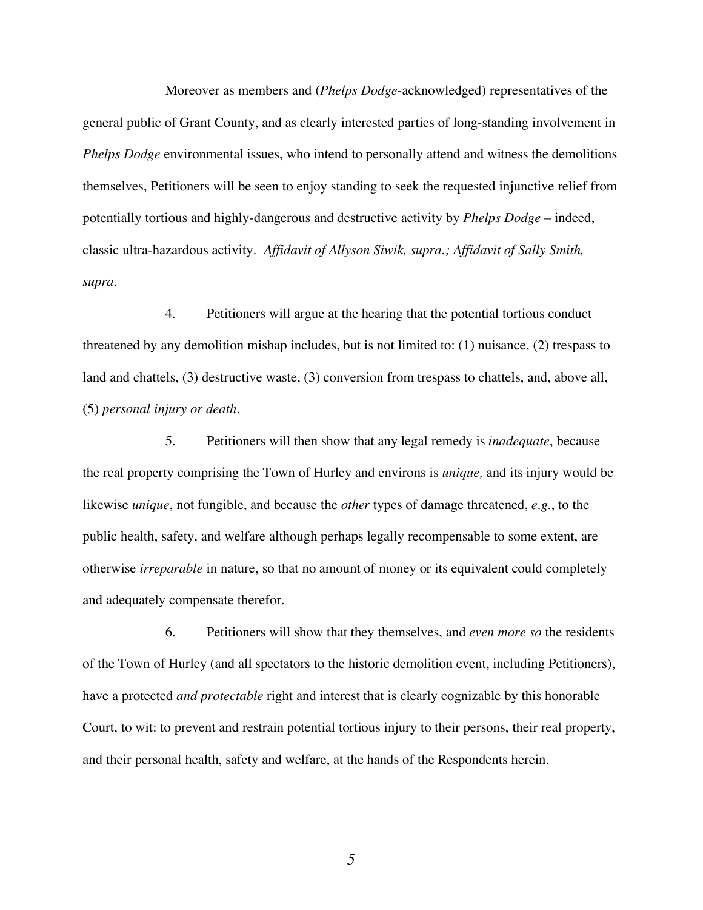Moreover as members and (*Phelps Dodge*-acknowledged) representatives of the general public of Grant County, and as clearly interested parties of long-standing involvement in *Phelps Dodge* environmental issues, who intend to personally attend and witness the demolitions themselves, Petitioners will be seen to enjoy <u>standing</u> to seek the requested injunctive relief from potentially tortious and highly-dangerous and destructive activity by *Phelps Dodge* – indeed, classic ultra-hazardous activity. *Affidavit of Allyson Siwik, supra.; Affidavit of Sally Smith, supra*.

4. Petitioners will argue at the hearing that the potential tortious conduct threatened by any demolition mishap includes, but is not limited to: (1) nuisance, (2) trespass to land and chattels, (3) destructive waste, (3) conversion from trespass to chattels, and, above all, (5) *personal injury or death*.

5. Petitioners will then show that any legal remedy is *inadequate*, because the real property comprising the Town of Hurley and environs is *unique,* and its injury would be likewise *unique*, not fungible, and because the *other* types of damage threatened, *e.g.*, to the public health, safety, and welfare although perhaps legally recompensable to some extent, are otherwise *irreparable* in nature, so that no amount of money or its equivalent could completely and adequately compensate therefor.

6. Petitioners will show that they themselves, and *even more so* the residents of the Town of Hurley (and <u>all</u> spectators to the historic demolition event, including Petitioners), have a protected *and protectable* right and interest that is clearly cognizable by this honorable Court, to wit: to prevent and restrain potential tortious injury to their persons, their real property, and their personal health, safety and welfare, at the hands of the Respondents herein.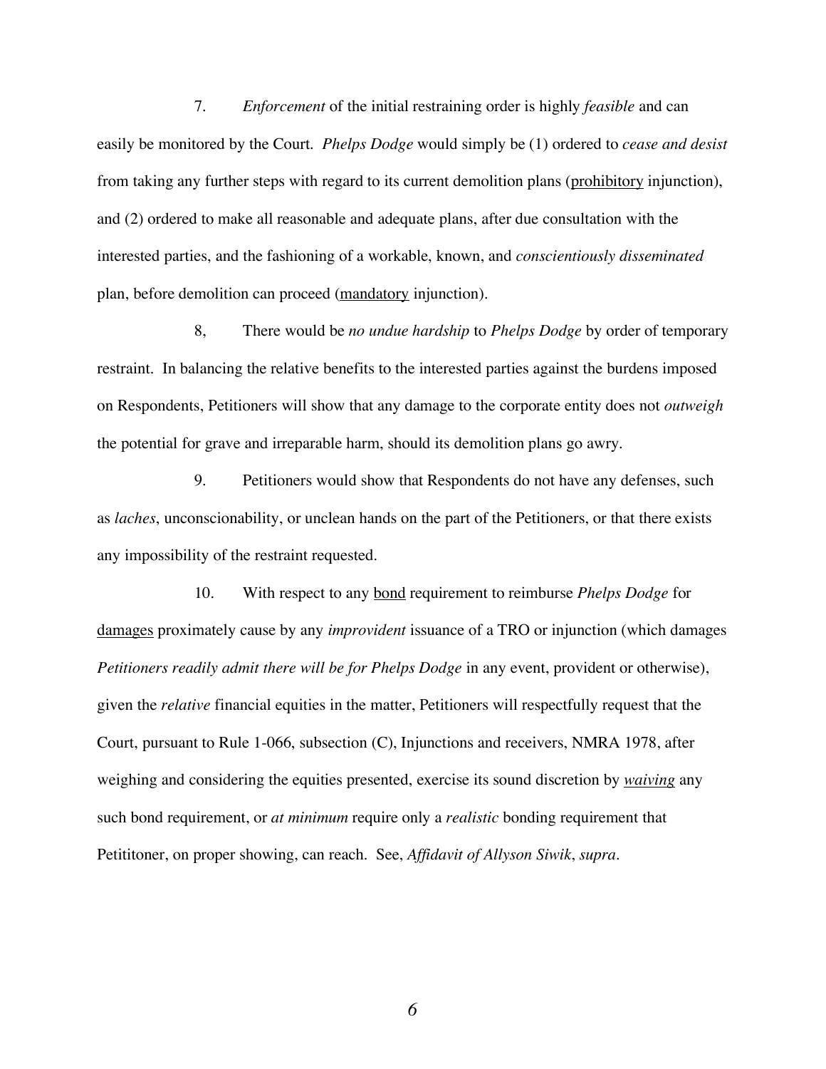7. *Enforcement* of the initial restraining order is highly *feasible* and can easily be monitored by the Court. *Phelps Dodge* would simply be (1) ordered to *cease and desist* from taking any further steps with regard to its current demolition plans (<u>prohibitory</u> injunction), and (2) ordered to make all reasonable and adequate plans, after due consultation with the interested parties, and the fashioning of a workable, known, and *conscientiously disseminated* plan, before demolition can proceed (<u>mandatory</u> injunction).

8, There would be *no undue hardship* to *Phelps Dodge* by order of temporary restraint. In balancing the relative benefits to the interested parties against the burdens imposed on Respondents, Petitioners will show that any damage to the corporate entity does not *outweigh* the potential for grave and irreparable harm, should its demolition plans go awry.

9. Petitioners would show that Respondents do not have any defenses, such as *laches*, unconscionability, or unclean hands on the part of the Petitioners, or that there exists any impossibility of the restraint requested.

10. With respect to any <u>bond</u> requirement to reimburse *Phelps Dodge* for <u>damages</u> proximately cause by any *improvident* issuance of a TRO or injunction (which damages *Petitioners readily admit there will be for Phelps Dodge* in any event, provident or otherwise), given the *relative* financial equities in the matter, Petitioners will respectfully request that the Court, pursuant to Rule 1-066, subsection (C), Injunctions and receivers, NMRA 1978, after weighing and considering the equities presented, exercise its sound discretion by <u>*waiving*</u> any such bond requirement, or *at minimum* require only a *realistic* bonding requirement that Petititoner, on proper showing, can reach. See, *Affidavit of Allyson Siwik*, *supra*.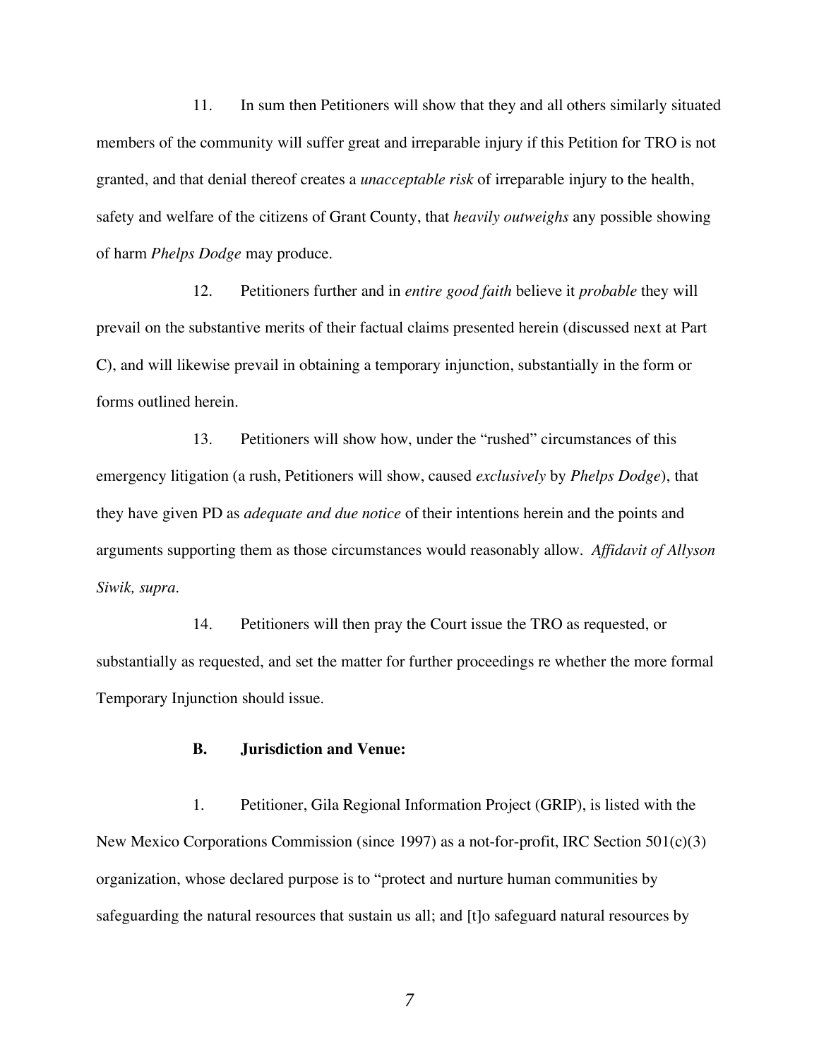11. In sum then Petitioners will show that they and all others similarly situated members of the community will suffer great and irreparable injury if this Petition for TRO is not granted, and that denial thereof creates a *unacceptable risk* of irreparable injury to the health, safety and welfare of the citizens of Grant County, that *heavily outweighs* any possible showing of harm *Phelps Dodge* may produce.

12. Petitioners further and in *entire good faith* believe it *probable* they will prevail on the substantive merits of their factual claims presented herein (discussed next at Part C), and will likewise prevail in obtaining a temporary injunction, substantially in the form or forms outlined herein.

13. Petitioners will show how, under the "rushed" circumstances of this emergency litigation (a rush, Petitioners will show, caused *exclusively* by *Phelps Dodge*), that they have given PD as *adequate and due notice* of their intentions herein and the points and arguments supporting them as those circumstances would reasonably allow. *Affidavit of Allyson Siwik, supra*.

14. Petitioners will then pray the Court issue the TRO as requested, or substantially as requested, and set the matter for further proceedings re whether the more formal Temporary Injunction should issue.

**B. Jurisdiction and Venue:**

1. Petitioner, Gila Regional Information Project (GRIP), is listed with the New Mexico Corporations Commission (since 1997) as a not-for-profit, IRC Section 501(c)(3) organization, whose declared purpose is to "protect and nurture human communities by safeguarding the natural resources that sustain us all; and [t]o safeguard natural resources by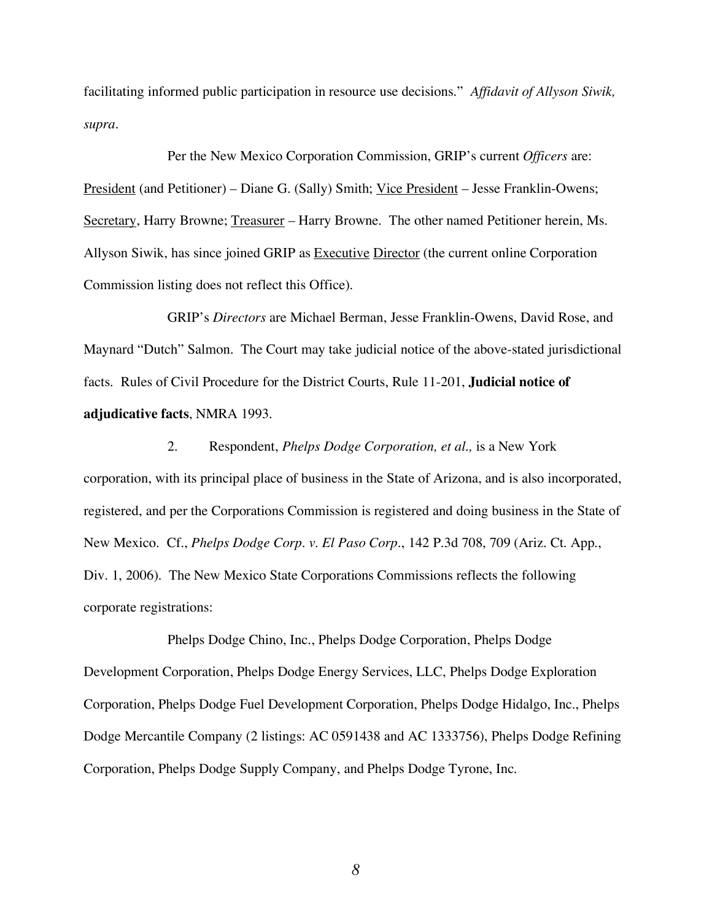facilitating informed public participation in resource use decisions." *Affidavit of Allyson Siwik, supra*.

Per the New Mexico Corporation Commission, GRIP's current *Officers* are: <u>President</u> (and Petitioner) – Diane G. (Sally) Smith; <u>Vice President</u> – Jesse Franklin-Owens; <u>Secretary</u>, Harry Browne; <u>Treasurer</u> – Harry Browne. The other named Petitioner herein, Ms. Allyson Siwik, has since joined GRIP as <u>Executive</u> <u>Director</u> (the current online Corporation Commission listing does not reflect this Office).

GRIP's *Directors* are Michael Berman, Jesse Franklin-Owens, David Rose, and Maynard "Dutch" Salmon. The Court may take judicial notice of the above-stated jurisdictional facts. Rules of Civil Procedure for the District Courts, Rule 11-201, **Judicial notice of adjudicative facts**, NMRA 1993.

2. Respondent, *Phelps Dodge Corporation, et al.,* is a New York corporation, with its principal place of business in the State of Arizona, and is also incorporated, registered, and per the Corporations Commission is registered and doing business in the State of New Mexico. Cf., *Phelps Dodge Corp. v. El Paso Corp.*, 142 P.3d 708, 709 (Ariz. Ct. App., Div. 1, 2006). The New Mexico State Corporations Commissions reflects the following corporate registrations:

Phelps Dodge Chino, Inc., Phelps Dodge Corporation, Phelps Dodge Development Corporation, Phelps Dodge Energy Services, LLC, Phelps Dodge Exploration Corporation, Phelps Dodge Fuel Development Corporation, Phelps Dodge Hidalgo, Inc., Phelps Dodge Mercantile Company (2 listings: AC 0591438 and AC 1333756), Phelps Dodge Refining Corporation, Phelps Dodge Supply Company, and Phelps Dodge Tyrone, Inc.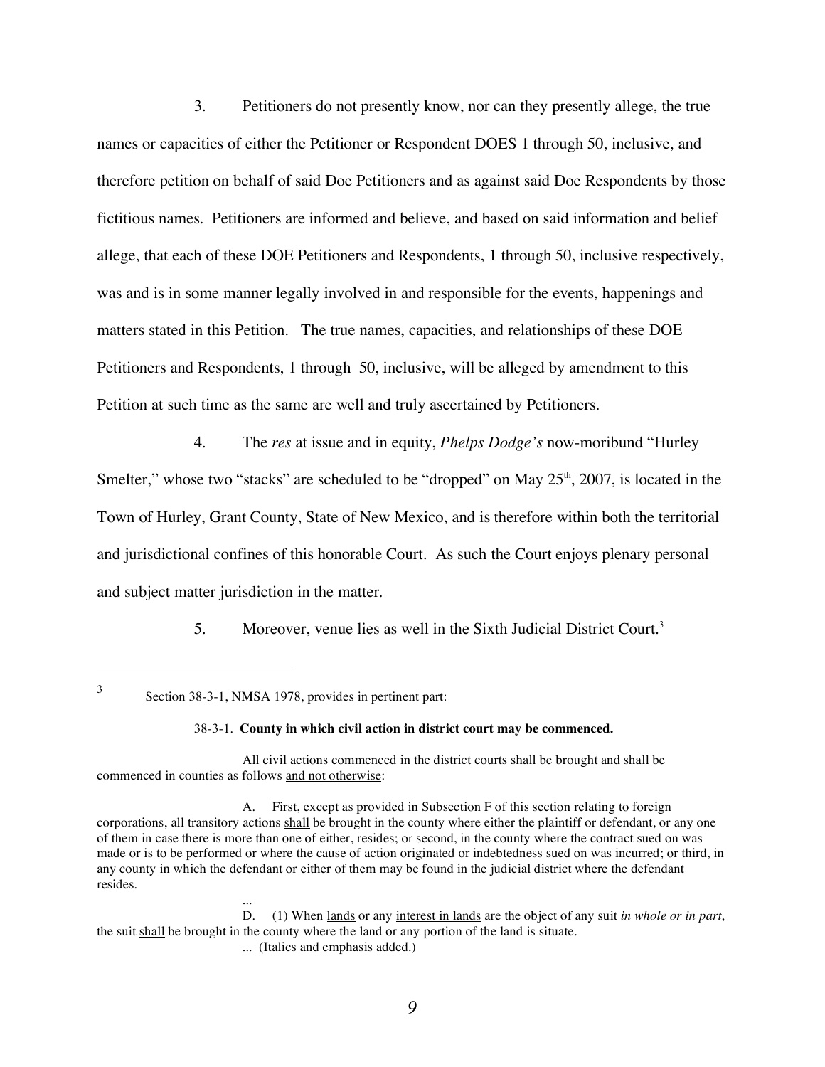3. Petitioners do not presently know, nor can they presently allege, the true names or capacities of either the Petitioner or Respondent DOES 1 through 50, inclusive, and therefore petition on behalf of said Doe Petitioners and as against said Doe Respondents by those fictitious names. Petitioners are informed and believe, and based on said information and belief allege, that each of these DOE Petitioners and Respondents, 1 through 50, inclusive respectively, was and is in some manner legally involved in and responsible for the events, happenings and matters stated in this Petition. The true names, capacities, and relationships of these DOE Petitioners and Respondents, 1 through 50, inclusive, will be alleged by amendment to this Petition at such time as the same are well and truly ascertained by Petitioners.

4. The *res* at issue and in equity, *Phelps Dodge's* now-moribund "Hurley Smelter," whose two "stacks" are scheduled to be "dropped" on May 25th, 2007, is located in the Town of Hurley, Grant County, State of New Mexico, and is therefore within both the territorial and jurisdictional confines of this honorable Court. As such the Court enjoys plenary personal and subject matter jurisdiction in the matter.

5. Moreover, venue lies as well in the Sixth Judicial District Court.[3]

---

[3] Section 38-3-1, NMSA 1978, provides in pertinent part:

**38-3-1. County in which civil action in district court may be commenced.**

All civil actions commenced in the district courts shall be brought and shall be commenced in counties as follows and not otherwise:

A. First, except as provided in Subsection F of this section relating to foreign corporations, all transitory actions shall be brought in the county where either the plaintiff or defendant, or any one of them in case there is more than one of either, resides; or second, in the county where the contract sued on was made or is to be performed or where the cause of action originated or indebtedness sued on was incurred; or third, in any county in which the defendant or either of them may be found in the judicial district where the defendant resides.

...

D. (1) When lands or any interest in lands are the object of any suit *in whole or in part*, the suit shall be brought in the county where the land or any portion of the land is situate.

... (Italics and emphasis added.)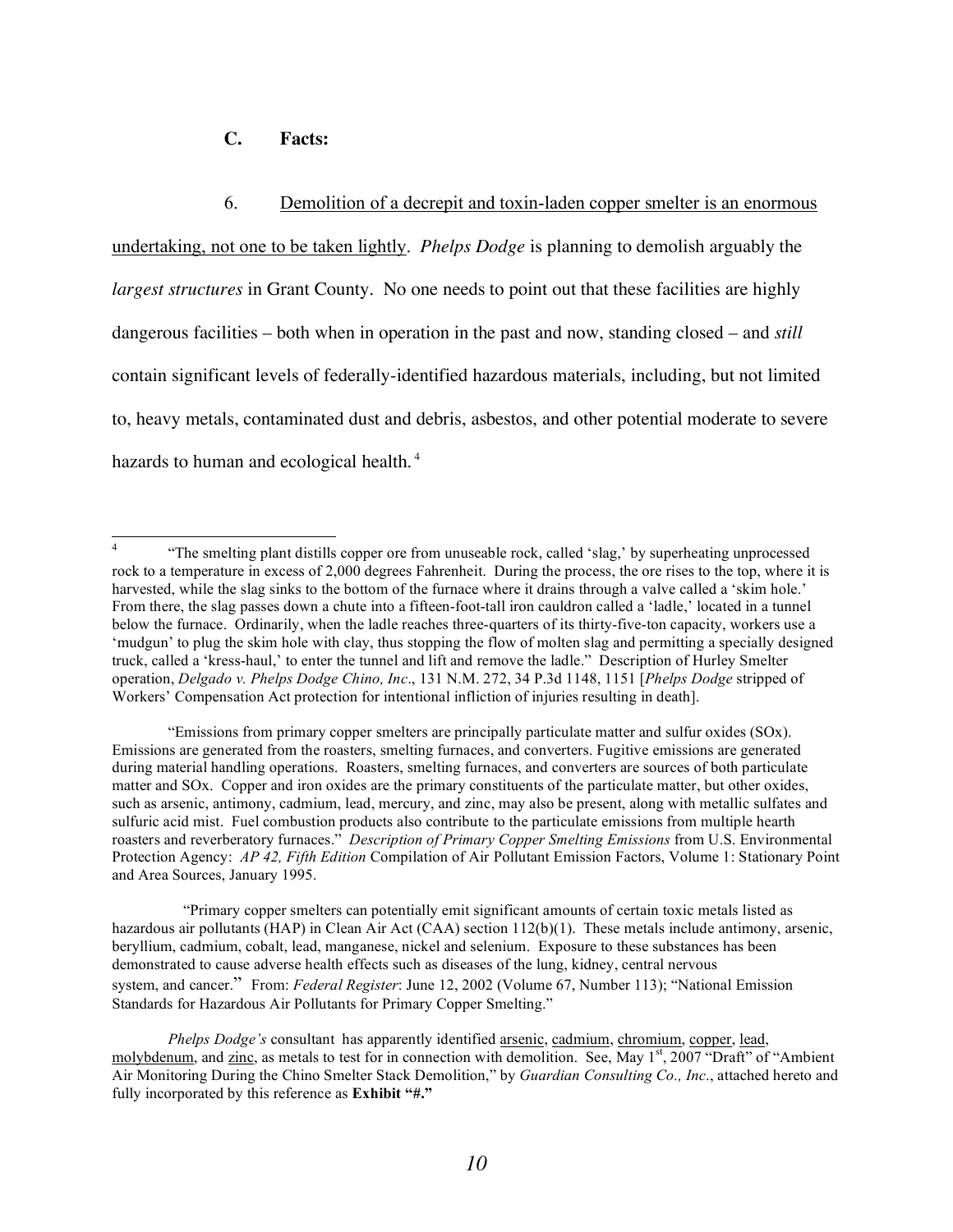## C. Facts:

6. <u>Demolition of a decrepit and toxin-laden copper smelter is an enormous undertaking, not one to be taken lightly</u>. *Phelps Dodge* is planning to demolish arguably the *largest structures* in Grant County. No one needs to point out that these facilities are highly dangerous facilities – both when in operation in the past and now, standing closed – and *still* contain significant levels of federally-identified hazardous materials, including, but not limited to, heavy metals, contaminated dust and debris, asbestos, and other potential moderate to severe hazards to human and ecological health. [4]

---

[4] "The smelting plant distills copper ore from unuseable rock, called 'slag,' by superheating unprocessed rock to a temperature in excess of 2,000 degrees Fahrenheit. During the process, the ore rises to the top, where it is harvested, while the slag sinks to the bottom of the furnace where it drains through a valve called a 'skim hole.' From there, the slag passes down a chute into a fifteen-foot-tall iron cauldron called a 'ladle,' located in a tunnel below the furnace. Ordinarily, when the ladle reaches three-quarters of its thirty-five-ton capacity, workers use a 'mudgun' to plug the skim hole with clay, thus stopping the flow of molten slag and permitting a specially designed truck, called a 'kress-haul,' to enter the tunnel and lift and remove the ladle." Description of Hurley Smelter operation, *Delgado v. Phelps Dodge Chino, Inc*., 131 N.M. 272, 34 P.3d 1148, 1151 [*Phelps Dodge* stripped of Workers' Compensation Act protection for intentional infliction of injuries resulting in death].

"Emissions from primary copper smelters are principally particulate matter and sulfur oxides (SOx). Emissions are generated from the roasters, smelting furnaces, and converters. Fugitive emissions are generated during material handling operations. Roasters, smelting furnaces, and converters are sources of both particulate matter and SOx. Copper and iron oxides are the primary constituents of the particulate matter, but other oxides, such as arsenic, antimony, cadmium, lead, mercury, and zinc, may also be present, along with metallic sulfates and sulfuric acid mist. Fuel combustion products also contribute to the particulate emissions from multiple hearth roasters and reverberatory furnaces." *Description of Primary Copper Smelting Emissions* from U.S. Environmental Protection Agency: *AP 42, Fifth Edition* Compilation of Air Pollutant Emission Factors, Volume 1: Stationary Point and Area Sources, January 1995.

"Primary copper smelters can potentially emit significant amounts of certain toxic metals listed as hazardous air pollutants (HAP) in Clean Air Act (CAA) section 112(b)(1). These metals include antimony, arsenic, beryllium, cadmium, cobalt, lead, manganese, nickel and selenium. Exposure to these substances has been demonstrated to cause adverse health effects such as diseases of the lung, kidney, central nervous system, and cancer." From: *Federal Register*: June 12, 2002 (Volume 67, Number 113); "National Emission Standards for Hazardous Air Pollutants for Primary Copper Smelting."

*Phelps Dodge's* consultant has apparently identified <u>arsenic</u>, <u>cadmium</u>, <u>chromium</u>, <u>copper</u>, <u>lead</u>, <u>molybdenum</u>, and <u>zinc</u>, as metals to test for in connection with demolition. See, May 1st, 2007 "Draft" of "Ambient Air Monitoring During the Chino Smelter Stack Demolition," by *Guardian Consulting Co., Inc*., attached hereto and fully incorporated by this reference as **Exhibit "#."**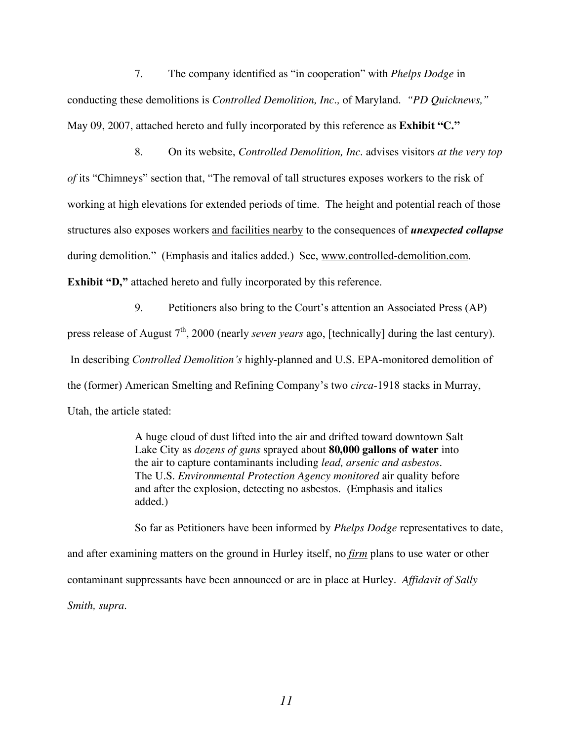7. The company identified as "in cooperation" with *Phelps Dodge* in conducting these demolitions is *Controlled Demolition, Inc.,* of Maryland. *"PD Quicknews,"* May 09, 2007, attached hereto and fully incorporated by this reference as **Exhibit "C."**

8. On its website, *Controlled Demolition, Inc.* advises visitors *at the very top of* its "Chimneys" section that, "The removal of tall structures exposes workers to the risk of working at high elevations for extended periods of time. The height and potential reach of those structures also exposes workers <u>and facilities nearby</u> to the consequences of ***unexpected collapse*** during demolition." (Emphasis and italics added.) See, <u>www.controlled-demolition.com</u>. **Exhibit "D,"** attached hereto and fully incorporated by this reference.

9. Petitioners also bring to the Court's attention an Associated Press (AP) press release of August 7th, 2000 (nearly *seven years* ago, [technically] during the last century). In describing *Controlled Demolition's* highly-planned and U.S. EPA-monitored demolition of the (former) American Smelting and Refining Company's two *circa*-1918 stacks in Murray, Utah, the article stated:

> A huge cloud of dust lifted into the air and drifted toward downtown Salt Lake City as *dozens of guns* sprayed about **80,000 gallons of water** into the air to capture contaminants including *lead, arsenic and asbestos*. The U.S. *Environmental Protection Agency monitored* air quality before and after the explosion, detecting no asbestos. (Emphasis and italics added.)

So far as Petitioners have been informed by *Phelps Dodge* representatives to date, and after examining matters on the ground in Hurley itself, no ***<u>firm</u>*** plans to use water or other contaminant suppressants have been announced or are in place at Hurley. *Affidavit of Sally Smith, supra.*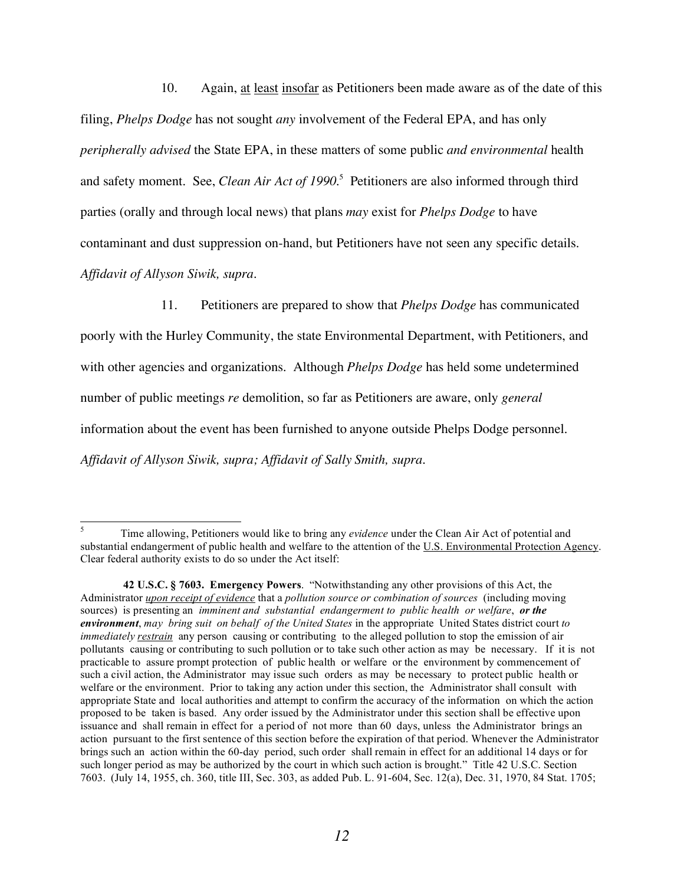10. Again, <u>at least insofar</u> as Petitioners been made aware as of the date of this filing, *Phelps Dodge* has not sought *any* involvement of the Federal EPA, and has only *peripherally advised* the State EPA, in these matters of some public *and environmental* health and safety moment. See, *Clean Air Act of 1990.*[5] Petitioners are also informed through third parties (orally and through local news) that plans *may* exist for *Phelps Dodge* to have contaminant and dust suppression on-hand, but Petitioners have not seen any specific details. *Affidavit of Allyson Siwik, supra*.

11. Petitioners are prepared to show that *Phelps Dodge* has communicated poorly with the Hurley Community, the state Environmental Department, with Petitioners, and with other agencies and organizations. Although *Phelps Dodge* has held some undetermined number of public meetings *re* demolition, so far as Petitioners are aware, only *general* information about the event has been furnished to anyone outside Phelps Dodge personnel. *Affidavit of Allyson Siwik, supra; Affidavit of Sally Smith, supra*.

---

[5] Time allowing, Petitioners would like to bring any *evidence* under the Clean Air Act of potential and substantial endangerment of public health and welfare to the attention of the <u>U.S. Environmental Protection Agency</u>. Clear federal authority exists to do so under the Act itself:

**42 U.S.C. § 7603. Emergency Powers**. "Notwithstanding any other provisions of this Act, the Administrator <u>*upon receipt of evidence*</u> that a *pollution source or combination of sources* (including moving sources) is presenting an *imminent and substantial endangerment to public health or welfare*, ***or the environment***, *may bring suit on behalf of the United States* in the appropriate United States district court *to immediately <u>restrain</u>* any person causing or contributing to the alleged pollution to stop the emission of air pollutants causing or contributing to such pollution or to take such other action as may be necessary. If it is not practicable to assure prompt protection of public health or welfare or the environment by commencement of such a civil action, the Administrator may issue such orders as may be necessary to protect public health or welfare or the environment. Prior to taking any action under this section, the Administrator shall consult with appropriate State and local authorities and attempt to confirm the accuracy of the information on which the action proposed to be taken is based. Any order issued by the Administrator under this section shall be effective upon issuance and shall remain in effect for a period of not more than 60 days, unless the Administrator brings an action pursuant to the first sentence of this section before the expiration of that period. Whenever the Administrator brings such an action within the 60-day period, such order shall remain in effect for an additional 14 days or for such longer period as may be authorized by the court in which such action is brought." Title 42 U.S.C. Section 7603. (July 14, 1955, ch. 360, title III, Sec. 303, as added Pub. L. 91-604, Sec. 12(a), Dec. 31, 1970, 84 Stat. 1705;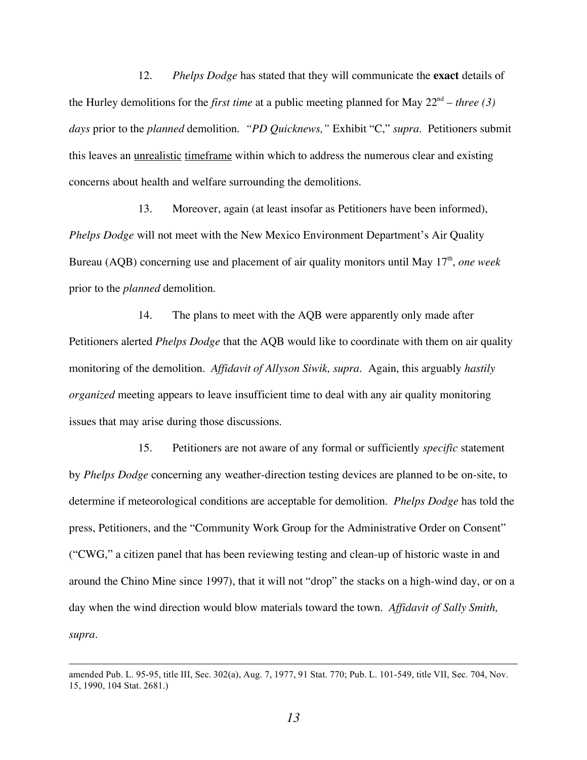12. *Phelps Dodge* has stated that they will communicate the **exact** details of the Hurley demolitions for the *first time* at a public meeting planned for May 22nd – *three (3) days* prior to the *planned* demolition. *"PD Quicknews,"* Exhibit "C," *supra*. Petitioners submit this leaves an <u>unrealistic</u> <u>timeframe</u> within which to address the numerous clear and existing concerns about health and welfare surrounding the demolitions.

13. Moreover, again (at least insofar as Petitioners have been informed), *Phelps Dodge* will not meet with the New Mexico Environment Department's Air Quality Bureau (AQB) concerning use and placement of air quality monitors until May 17th, *one week* prior to the *planned* demolition.

14. The plans to meet with the AQB were apparently only made after Petitioners alerted *Phelps Dodge* that the AQB would like to coordinate with them on air quality monitoring of the demolition. *Affidavit of Allyson Siwik, supra*. Again, this arguably *hastily organized* meeting appears to leave insufficient time to deal with any air quality monitoring issues that may arise during those discussions.

15. Petitioners are not aware of any formal or sufficiently *specific* statement by *Phelps Dodge* concerning any weather-direction testing devices are planned to be on-site, to determine if meteorological conditions are acceptable for demolition. *Phelps Dodge* has told the press, Petitioners, and the "Community Work Group for the Administrative Order on Consent" ("CWG," a citizen panel that has been reviewing testing and clean-up of historic waste in and around the Chino Mine since 1997), that it will not "drop" the stacks on a high-wind day, or on a day when the wind direction would blow materials toward the town. *Affidavit of Sally Smith, supra*.

---

amended Pub. L. 95-95, title III, Sec. 302(a), Aug. 7, 1977, 91 Stat. 770; Pub. L. 101-549, title VII, Sec. 704, Nov. 15, 1990, 104 Stat. 2681.)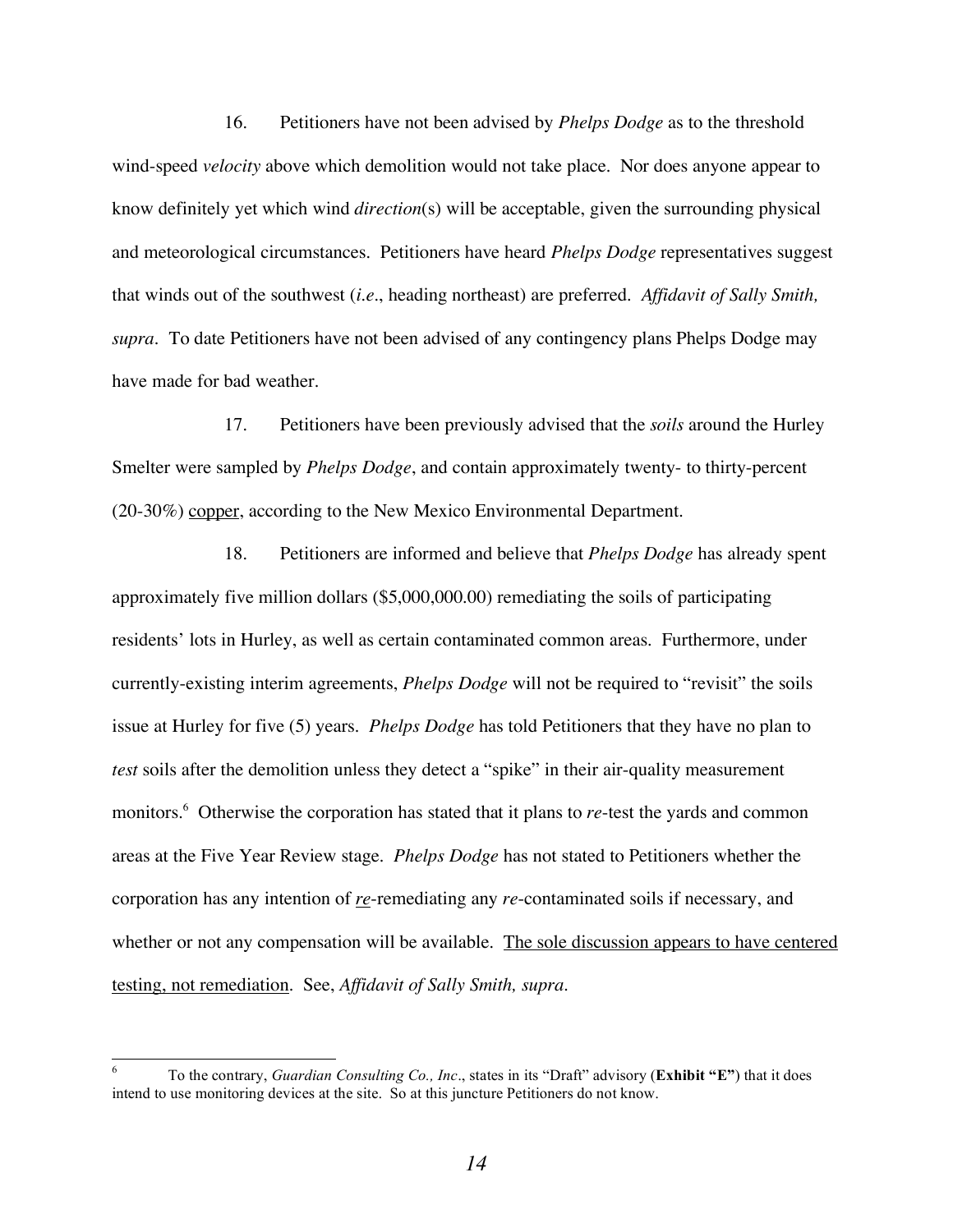16. Petitioners have not been advised by *Phelps Dodge* as to the threshold wind-speed *velocity* above which demolition would not take place. Nor does anyone appear to know definitely yet which wind *direction*(s) will be acceptable, given the surrounding physical and meteorological circumstances. Petitioners have heard *Phelps Dodge* representatives suggest that winds out of the southwest (*i.e*., heading northeast) are preferred. *Affidavit of Sally Smith, supra*. To date Petitioners have not been advised of any contingency plans Phelps Dodge may have made for bad weather.

17. Petitioners have been previously advised that the *soils* around the Hurley Smelter were sampled by *Phelps Dodge*, and contain approximately twenty- to thirty-percent (20-30%) <u>copper</u>, according to the New Mexico Environmental Department.

18. Petitioners are informed and believe that *Phelps Dodge* has already spent approximately five million dollars ($5,000,000.00) remediating the soils of participating residents' lots in Hurley, as well as certain contaminated common areas. Furthermore, under currently-existing interim agreements, *Phelps Dodge* will not be required to "revisit" the soils issue at Hurley for five (5) years. *Phelps Dodge* has told Petitioners that they have no plan to *test* soils after the demolition unless they detect a "spike" in their air-quality measurement monitors.[6] Otherwise the corporation has stated that it plans to *re*-test the yards and common areas at the Five Year Review stage. *Phelps Dodge* has not stated to Petitioners whether the corporation has any intention of *<u>re</u>*-remediating any *re*-contaminated soils if necessary, and whether or not any compensation will be available. <u>The sole discussion appears to have centered testing, not remediation</u>. See, *Affidavit of Sally Smith, supra*.

---

[6] To the contrary, *Guardian Consulting Co., Inc*., states in its "Draft" advisory (**Exhibit "E"**) that it does intend to use monitoring devices at the site. So at this juncture Petitioners do not know.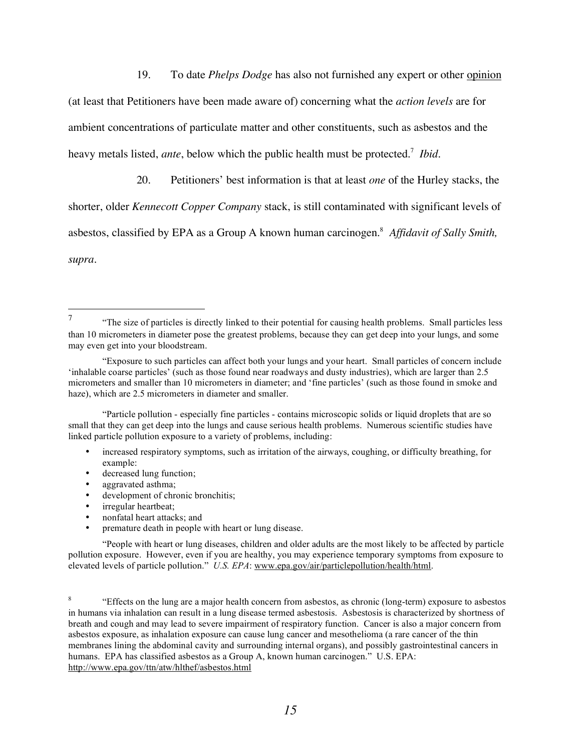19. To date *Phelps Dodge* has also not furnished any expert or other <u>opinion</u> (at least that Petitioners have been made aware of) concerning what the *action levels* are for ambient concentrations of particulate matter and other constituents, such as asbestos and the heavy metals listed, *ante*, below which the public health must be protected.[7] *Ibid*.

20. Petitioners' best information is that at least *one* of the Hurley stacks, the shorter, older *Kennecott Copper Company* stack, is still contaminated with significant levels of asbestos, classified by EPA as a Group A known human carcinogen.[8] *Affidavit of Sally Smith, supra*.

---

[7] "The size of particles is directly linked to their potential for causing health problems. Small particles less than 10 micrometers in diameter pose the greatest problems, because they can get deep into your lungs, and some may even get into your bloodstream.

"Exposure to such particles can affect both your lungs and your heart. Small particles of concern include 'inhalable coarse particles' (such as those found near roadways and dusty industries), which are larger than 2.5 micrometers and smaller than 10 micrometers in diameter; and 'fine particles' (such as those found in smoke and haze), which are 2.5 micrometers in diameter and smaller.

"Particle pollution - especially fine particles - contains microscopic solids or liquid droplets that are so small that they can get deep into the lungs and cause serious health problems. Numerous scientific studies have linked particle pollution exposure to a variety of problems, including:

- increased respiratory symptoms, such as irritation of the airways, coughing, or difficulty breathing, for example:
- decreased lung function;
- aggravated asthma;
- development of chronic bronchitis;
- irregular heartbeat;
- nonfatal heart attacks; and
- premature death in people with heart or lung disease.

"People with heart or lung diseases, children and older adults are the most likely to be affected by particle pollution exposure. However, even if you are healthy, you may experience temporary symptoms from exposure to elevated levels of particle pollution." *U.S. EPA*: <u>www.epa.gov/air/particlepollution/health/html</u>.

[8] "Effects on the lung are a major health concern from asbestos, as chronic (long-term) exposure to asbestos in humans via inhalation can result in a lung disease termed asbestosis. Asbestosis is characterized by shortness of breath and cough and may lead to severe impairment of respiratory function. Cancer is also a major concern from asbestos exposure, as inhalation exposure can cause lung cancer and mesothelioma (a rare cancer of the thin membranes lining the abdominal cavity and surrounding internal organs), and possibly gastrointestinal cancers in humans. EPA has classified asbestos as a Group A, known human carcinogen." U.S. EPA: <u>http://www.epa.gov/ttn/atw/hlthef/asbestos.html</u>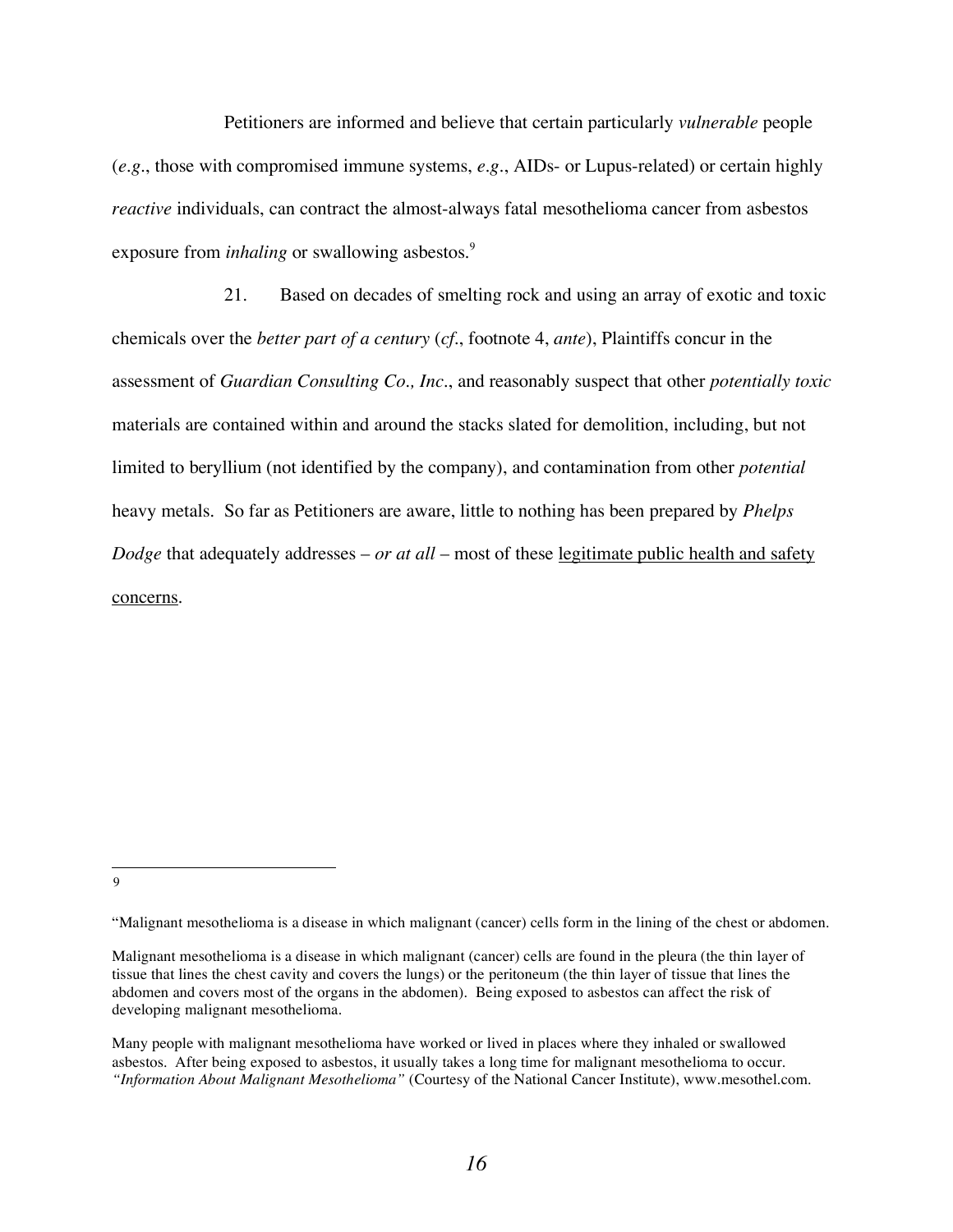Petitioners are informed and believe that certain particularly *vulnerable* people (*e.g*., those with compromised immune systems, *e.g*., AIDs- or Lupus-related) or certain highly *reactive* individuals, can contract the almost-always fatal mesothelioma cancer from asbestos exposure from *inhaling* or swallowing asbestos.[9]

21. Based on decades of smelting rock and using an array of exotic and toxic chemicals over the *better part of a century* (*cf*., footnote 4, *ante*), Plaintiffs concur in the assessment of *Guardian Consulting Co., Inc*., and reasonably suspect that other *potentially toxic* materials are contained within and around the stacks slated for demolition, including, but not limited to beryllium (not identified by the company), and contamination from other *potential* heavy metals. So far as Petitioners are aware, little to nothing has been prepared by *Phelps Dodge* that adequately addresses – *or at all* – most of these <u>legitimate public health and safety concerns</u>.

---

[9]

"Malignant mesothelioma is a disease in which malignant (cancer) cells form in the lining of the chest or abdomen.

Malignant mesothelioma is a disease in which malignant (cancer) cells are found in the pleura (the thin layer of tissue that lines the chest cavity and covers the lungs) or the peritoneum (the thin layer of tissue that lines the abdomen and covers most of the organs in the abdomen). Being exposed to asbestos can affect the risk of developing malignant mesothelioma.

Many people with malignant mesothelioma have worked or lived in places where they inhaled or swallowed asbestos. After being exposed to asbestos, it usually takes a long time for malignant mesothelioma to occur. *"Information About Malignant Mesothelioma"* (Courtesy of the National Cancer Institute), www.mesothel.com.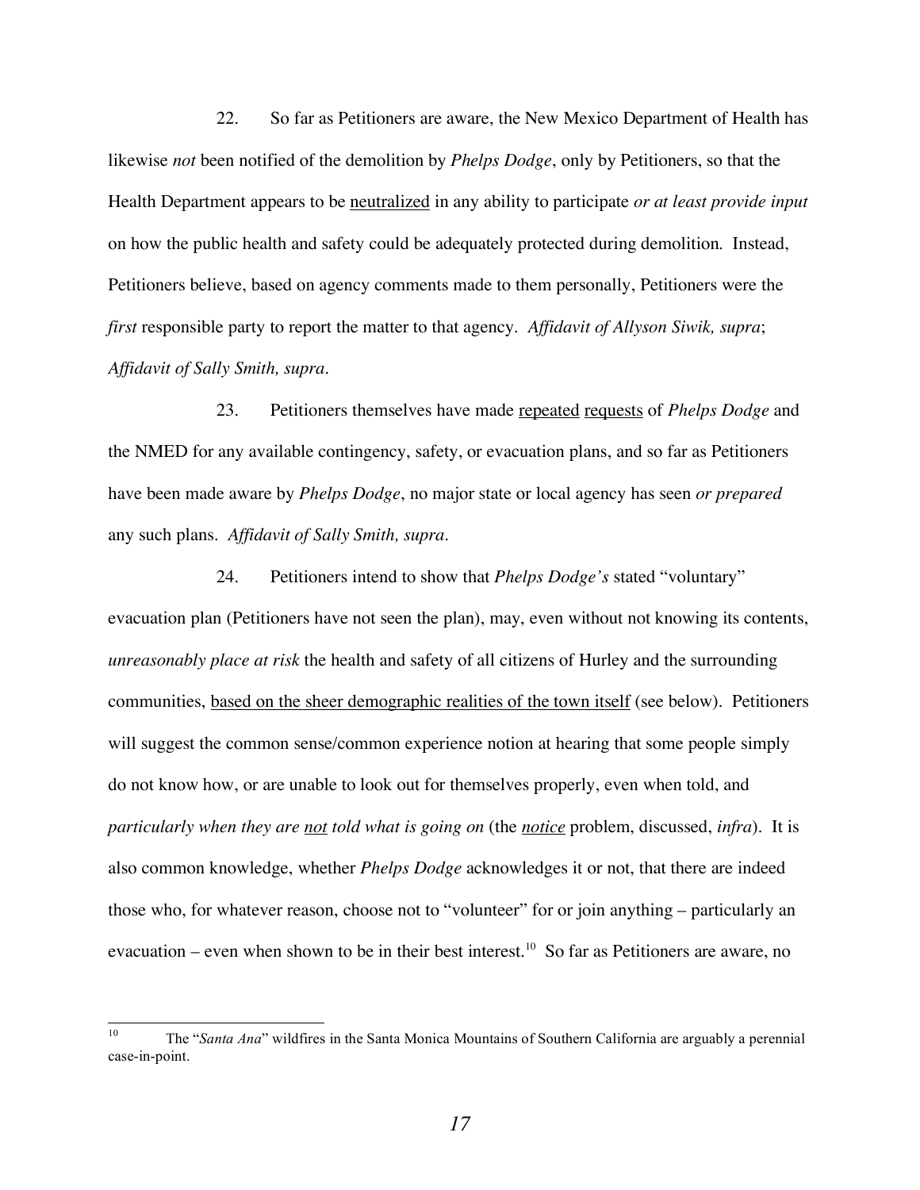22. So far as Petitioners are aware, the New Mexico Department of Health has likewise *not* been notified of the demolition by *Phelps Dodge*, only by Petitioners, so that the Health Department appears to be <u>neutralized</u> in any ability to participate *or at least provide input* on how the public health and safety could be adequately protected during demolition. Instead, Petitioners believe, based on agency comments made to them personally, Petitioners were the *first* responsible party to report the matter to that agency. *Affidavit of Allyson Siwik, supra*; *Affidavit of Sally Smith, supra*.

23. Petitioners themselves have made <u>repeated</u> <u>requests</u> of *Phelps Dodge* and the NMED for any available contingency, safety, or evacuation plans, and so far as Petitioners have been made aware by *Phelps Dodge*, no major state or local agency has seen *or prepared* any such plans. *Affidavit of Sally Smith, supra*.

24. Petitioners intend to show that *Phelps Dodge's* stated "voluntary" evacuation plan (Petitioners have not seen the plan), may, even without not knowing its contents, *unreasonably place at risk* the health and safety of all citizens of Hurley and the surrounding communities, <u>based on the sheer demographic realities of the town itself</u> (see below). Petitioners will suggest the common sense/common experience notion at hearing that some people simply do not know how, or are unable to look out for themselves properly, even when told, and *particularly when they are <u>not</u> told what is going on* (the <u>*notice*</u> problem, discussed, *infra*). It is also common knowledge, whether *Phelps Dodge* acknowledges it or not, that there are indeed those who, for whatever reason, choose not to "volunteer" for or join anything – particularly an evacuation – even when shown to be in their best interest.[10] So far as Petitioners are aware, no

[10] The "*Santa Ana*" wildfires in the Santa Monica Mountains of Southern California are arguably a perennial case-in-point.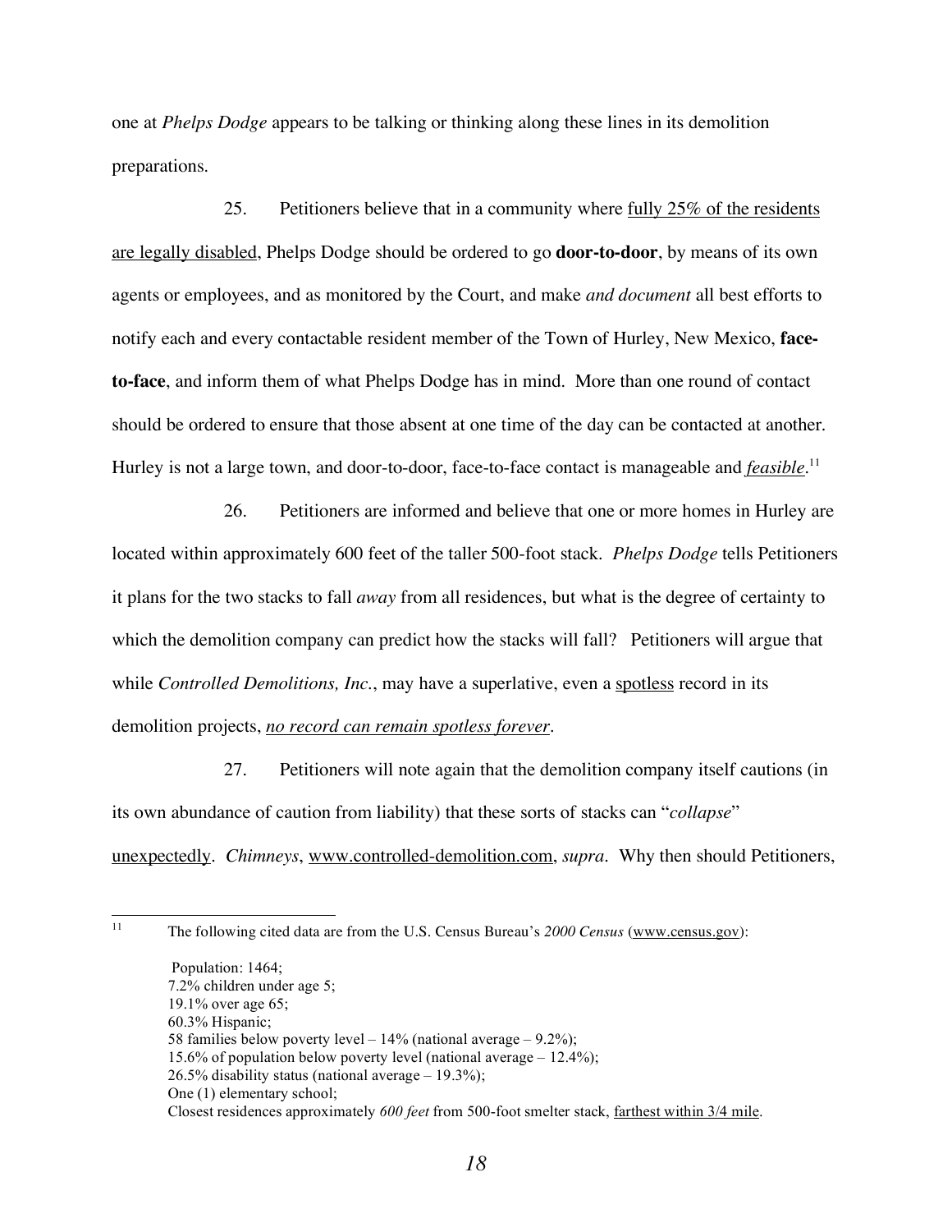one at *Phelps Dodge* appears to be talking or thinking along these lines in its demolition preparations.

25. Petitioners believe that in a community where <u>fully 25% of the residents are legally disabled</u>, Phelps Dodge should be ordered to go **door-to-door**, by means of its own agents or employees, and as monitored by the Court, and make *and document* all best efforts to notify each and every contactable resident member of the Town of Hurley, New Mexico, **face-to-face**, and inform them of what Phelps Dodge has in mind. More than one round of contact should be ordered to ensure that those absent at one time of the day can be contacted at another. Hurley is not a large town, and door-to-door, face-to-face contact is manageable and <u>*feasible*</u>.[11]

26. Petitioners are informed and believe that one or more homes in Hurley are located within approximately 600 feet of the taller 500-foot stack. *Phelps Dodge* tells Petitioners it plans for the two stacks to fall *away* from all residences, but what is the degree of certainty to which the demolition company can predict how the stacks will fall? Petitioners will argue that while *Controlled Demolitions, Inc.*, may have a superlative, even a <u>spotless</u> record in its demolition projects, <u>*no record can remain spotless forever*</u>.

27. Petitioners will note again that the demolition company itself cautions (in its own abundance of caution from liability) that these sorts of stacks can "*collapse*" <u>unexpectedly</u>. *Chimneys*, <u>www.controlled-demolition.com</u>, *supra*. Why then should Petitioners,

---

[11] The following cited data are from the U.S. Census Bureau's *2000 Census* (<u>www.census.gov</u>):

Population: 1464;
7.2% children under age 5;
19.1% over age 65;
60.3% Hispanic;
58 families below poverty level – 14% (national average – 9.2%);
15.6% of population below poverty level (national average – 12.4%);
26.5% disability status (national average – 19.3%);
One (1) elementary school;
Closest residences approximately *600 feet* from 500-foot smelter stack, <u>farthest within 3/4 mile</u>.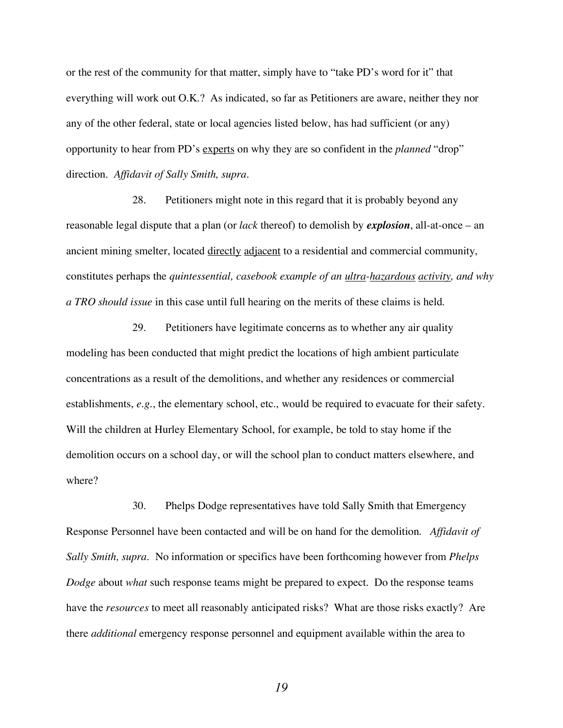or the rest of the community for that matter, simply have to "take PD's word for it" that everything will work out O.K.? As indicated, so far as Petitioners are aware, neither they nor any of the other federal, state or local agencies listed below, has had sufficient (or any) opportunity to hear from PD's <u>experts</u> on why they are so confident in the *planned* "drop" direction. *Affidavit of Sally Smith, supra*.

28. Petitioners might note in this regard that it is probably beyond any reasonable legal dispute that a plan (or *lack* thereof) to demolish by ***explosion***, all-at-once – an ancient mining smelter, located <u>directly</u> <u>adjacent</u> to a residential and commercial community, constitutes perhaps the *quintessential, casebook example of an <u>ultra</u>-<u>hazardous</u> <u>activity</u>, and why a TRO should issue* in this case until full hearing on the merits of these claims is held.

29. Petitioners have legitimate concerns as to whether any air quality modeling has been conducted that might predict the locations of high ambient particulate concentrations as a result of the demolitions, and whether any residences or commercial establishments, *e.g.*, the elementary school, etc., would be required to evacuate for their safety. Will the children at Hurley Elementary School, for example, be told to stay home if the demolition occurs on a school day, or will the school plan to conduct matters elsewhere, and where?

30. Phelps Dodge representatives have told Sally Smith that Emergency Response Personnel have been contacted and will be on hand for the demolition. *Affidavit of Sally Smith, supra*. No information or specifics have been forthcoming however from *Phelps Dodge* about *what* such response teams might be prepared to expect. Do the response teams have the *resources* to meet all reasonably anticipated risks? What are those risks exactly? Are there *additional* emergency response personnel and equipment available within the area to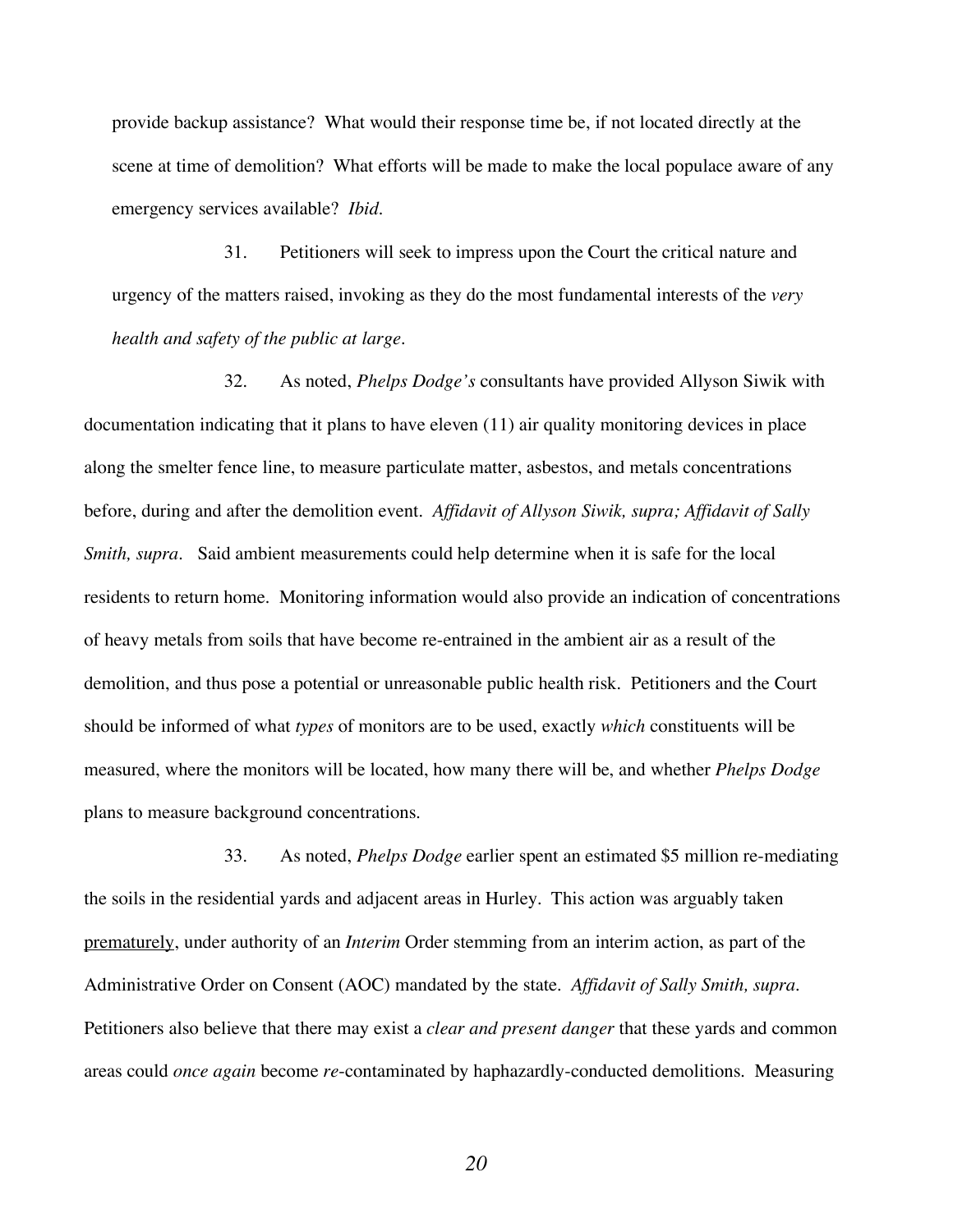provide backup assistance? What would their response time be, if not located directly at the scene at time of demolition? What efforts will be made to make the local populace aware of any emergency services available? *Ibid.*

31. Petitioners will seek to impress upon the Court the critical nature and urgency of the matters raised, invoking as they do the most fundamental interests of the *very health and safety of the public at large*.

32. As noted, *Phelps Dodge's* consultants have provided Allyson Siwik with documentation indicating that it plans to have eleven (11) air quality monitoring devices in place along the smelter fence line, to measure particulate matter, asbestos, and metals concentrations before, during and after the demolition event. *Affidavit of Allyson Siwik, supra; Affidavit of Sally Smith, supra*. Said ambient measurements could help determine when it is safe for the local residents to return home. Monitoring information would also provide an indication of concentrations of heavy metals from soils that have become re-entrained in the ambient air as a result of the demolition, and thus pose a potential or unreasonable public health risk. Petitioners and the Court should be informed of what *types* of monitors are to be used, exactly *which* constituents will be measured, where the monitors will be located, how many there will be, and whether *Phelps Dodge* plans to measure background concentrations.

33. As noted, *Phelps Dodge* earlier spent an estimated \$5 million re-mediating the soils in the residential yards and adjacent areas in Hurley. This action was arguably taken prematurely, under authority of an *Interim* Order stemming from an interim action, as part of the Administrative Order on Consent (AOC) mandated by the state. *Affidavit of Sally Smith, supra*. Petitioners also believe that there may exist a *clear and present danger* that these yards and common areas could *once again* become *re*-contaminated by haphazardly-conducted demolitions. Measuring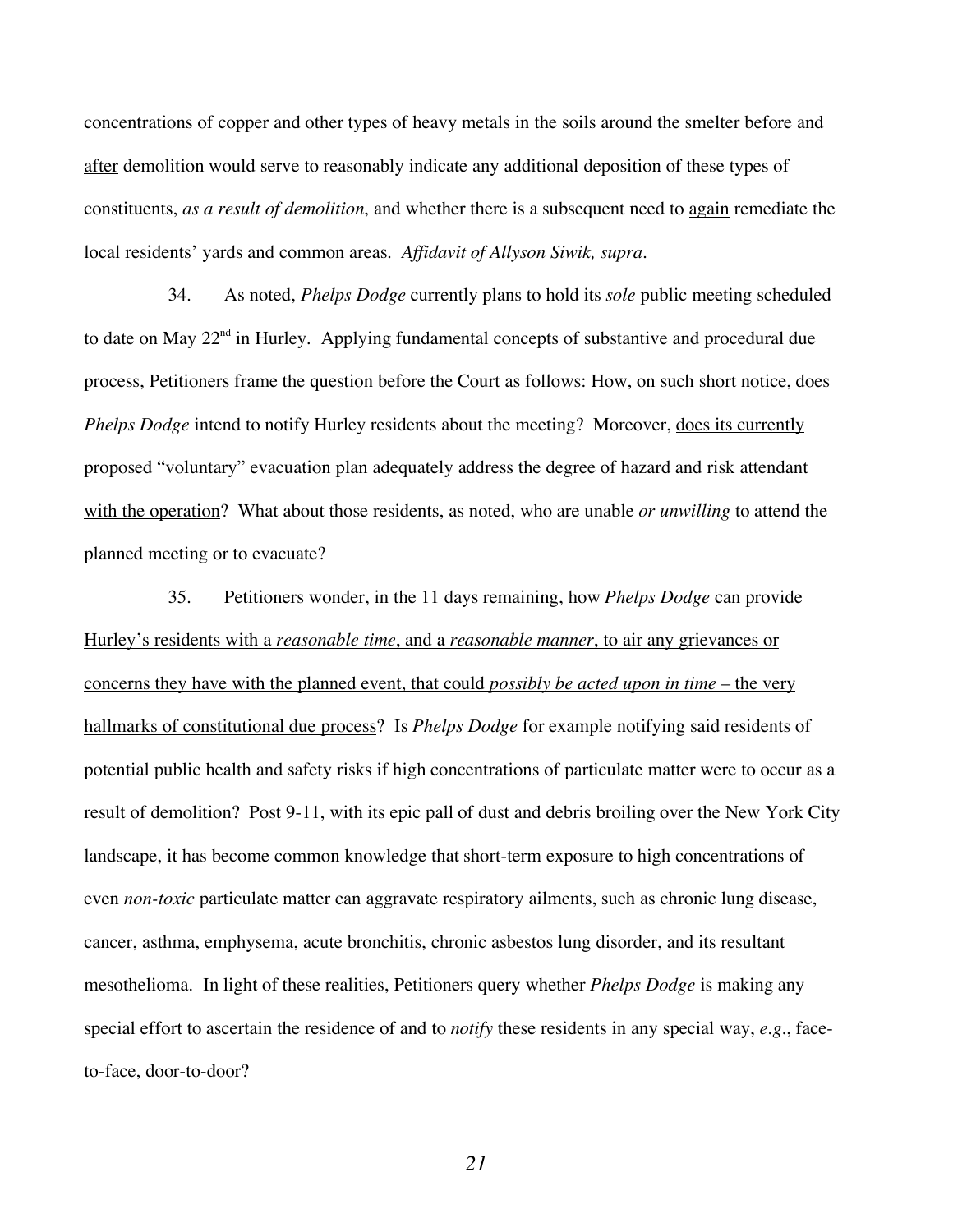concentrations of copper and other types of heavy metals in the soils around the smelter <u>before</u> and <u>after</u> demolition would serve to reasonably indicate any additional deposition of these types of constituents, *as a result of demolition*, and whether there is a subsequent need to <u>again</u> remediate the local residents' yards and common areas. *Affidavit of Allyson Siwik, supra.*

34. As noted, *Phelps Dodge* currently plans to hold its *sole* public meeting scheduled to date on May 22nd in Hurley. Applying fundamental concepts of substantive and procedural due process, Petitioners frame the question before the Court as follows: How, on such short notice, does *Phelps Dodge* intend to notify Hurley residents about the meeting? Moreover, <u>does its currently proposed "voluntary" evacuation plan adequately address the degree of hazard and risk attendant with the operation</u>? What about those residents, as noted, who are unable *or unwilling* to attend the planned meeting or to evacuate?

35. <u>Petitioners wonder, in the 11 days remaining, how *Phelps Dodge* can provide Hurley's residents with a *reasonable time*, and a *reasonable manner*, to air any grievances or concerns they have with the planned event, that could *possibly be acted upon in time* – the very hallmarks of constitutional due process</u>? Is *Phelps Dodge* for example notifying said residents of potential public health and safety risks if high concentrations of particulate matter were to occur as a result of demolition? Post 9-11, with its epic pall of dust and debris broiling over the New York City landscape, it has become common knowledge that short-term exposure to high concentrations of even *non-toxic* particulate matter can aggravate respiratory ailments, such as chronic lung disease, cancer, asthma, emphysema, acute bronchitis, chronic asbestos lung disorder, and its resultant mesothelioma. In light of these realities, Petitioners query whether *Phelps Dodge* is making any special effort to ascertain the residence of and to *notify* these residents in any special way, *e.g.*, face-to-face, door-to-door?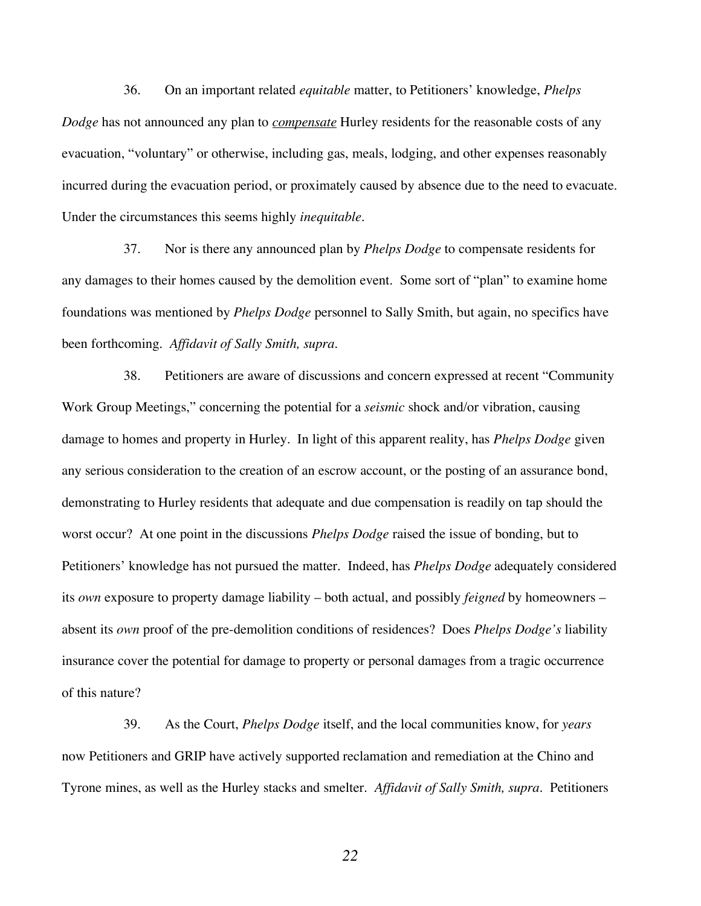36. On an important related *equitable* matter, to Petitioners' knowledge, *Phelps Dodge* has not announced any plan to <u>*compensate*</u> Hurley residents for the reasonable costs of any evacuation, "voluntary" or otherwise, including gas, meals, lodging, and other expenses reasonably incurred during the evacuation period, or proximately caused by absence due to the need to evacuate. Under the circumstances this seems highly *inequitable*.

37. Nor is there any announced plan by *Phelps Dodge* to compensate residents for any damages to their homes caused by the demolition event. Some sort of "plan" to examine home foundations was mentioned by *Phelps Dodge* personnel to Sally Smith, but again, no specifics have been forthcoming. *Affidavit of Sally Smith, supra.*

38. Petitioners are aware of discussions and concern expressed at recent "Community Work Group Meetings," concerning the potential for a *seismic* shock and/or vibration, causing damage to homes and property in Hurley. In light of this apparent reality, has *Phelps Dodge* given any serious consideration to the creation of an escrow account, or the posting of an assurance bond, demonstrating to Hurley residents that adequate and due compensation is readily on tap should the worst occur? At one point in the discussions *Phelps Dodge* raised the issue of bonding, but to Petitioners' knowledge has not pursued the matter. Indeed, has *Phelps Dodge* adequately considered its *own* exposure to property damage liability – both actual, and possibly *feigned* by homeowners – absent its *own* proof of the pre-demolition conditions of residences? Does *Phelps Dodge's* liability insurance cover the potential for damage to property or personal damages from a tragic occurrence of this nature?

39. As the Court, *Phelps Dodge* itself, and the local communities know, for *years* now Petitioners and GRIP have actively supported reclamation and remediation at the Chino and Tyrone mines, as well as the Hurley stacks and smelter. *Affidavit of Sally Smith, supra*. Petitioners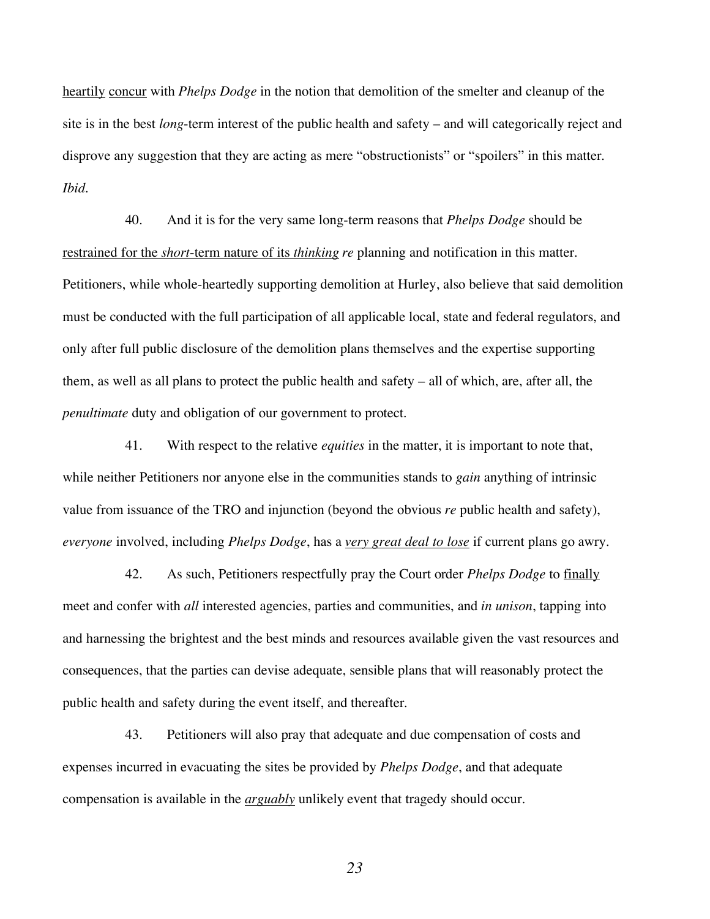<u>heartily</u> <u>concur</u> with *Phelps Dodge* in the notion that demolition of the smelter and cleanup of the site is in the best *long*-term interest of the public health and safety – and will categorically reject and disprove any suggestion that they are acting as mere "obstructionists" or "spoilers" in this matter. *Ibid.*

40. And it is for the very same long-term reasons that *Phelps Dodge* should be <u>restrained for the *short*-term nature of its *thinking*</u> *re* planning and notification in this matter. Petitioners, while whole-heartedly supporting demolition at Hurley, also believe that said demolition must be conducted with the full participation of all applicable local, state and federal regulators, and only after full public disclosure of the demolition plans themselves and the expertise supporting them, as well as all plans to protect the public health and safety – all of which, are, after all, the *penultimate* duty and obligation of our government to protect.

41. With respect to the relative *equities* in the matter, it is important to note that, while neither Petitioners nor anyone else in the communities stands to *gain* anything of intrinsic value from issuance of the TRO and injunction (beyond the obvious *re* public health and safety), *everyone* involved, including *Phelps Dodge*, has a <u>*very great deal to lose*</u> if current plans go awry.

42. As such, Petitioners respectfully pray the Court order *Phelps Dodge* to <u>finally</u> meet and confer with *all* interested agencies, parties and communities, and *in unison*, tapping into and harnessing the brightest and the best minds and resources available given the vast resources and consequences, that the parties can devise adequate, sensible plans that will reasonably protect the public health and safety during the event itself, and thereafter.

43. Petitioners will also pray that adequate and due compensation of costs and expenses incurred in evacuating the sites be provided by *Phelps Dodge*, and that adequate compensation is available in the <u>*arguably*</u> unlikely event that tragedy should occur.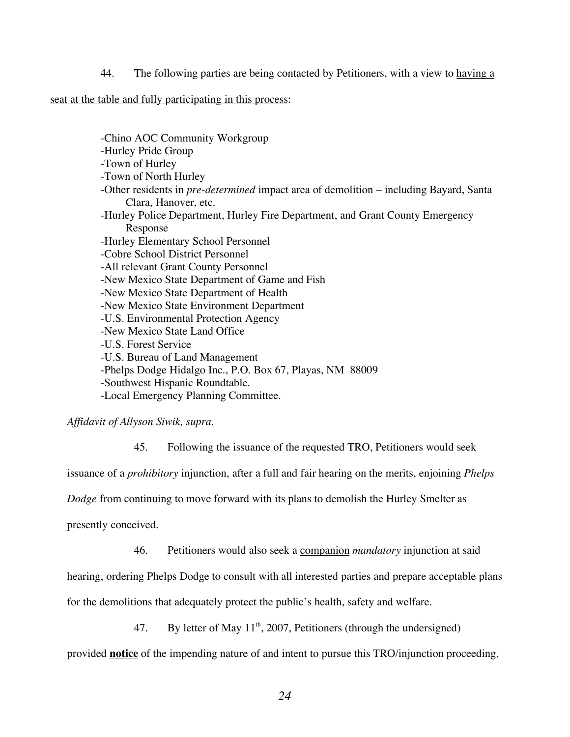44. The following parties are being contacted by Petitioners, with a view to <u>having a seat at the table and fully participating in this process</u>:

- -Chino AOC Community Workgroup
- -Hurley Pride Group
- -Town of Hurley
- -Town of North Hurley
- -Other residents in *pre-determined* impact area of demolition – including Bayard, Santa Clara, Hanover, etc.
- -Hurley Police Department, Hurley Fire Department, and Grant County Emergency Response
- -Hurley Elementary School Personnel
- -Cobre School District Personnel
- -All relevant Grant County Personnel
- -New Mexico State Department of Game and Fish
- -New Mexico State Department of Health
- -New Mexico State Environment Department
- -U.S. Environmental Protection Agency
- -New Mexico State Land Office
- -U.S. Forest Service
- -U.S. Bureau of Land Management
- -Phelps Dodge Hidalgo Inc., P.O. Box 67, Playas, NM 88009
- -Southwest Hispanic Roundtable.
- -Local Emergency Planning Committee.

*Affidavit of Allyson Siwik, supra*.

45. Following the issuance of the requested TRO, Petitioners would seek issuance of a *prohibitory* injunction, after a full and fair hearing on the merits, enjoining *Phelps Dodge* from continuing to move forward with its plans to demolish the Hurley Smelter as presently conceived.

46. Petitioners would also seek a <u>companion</u> *mandatory* injunction at said hearing, ordering Phelps Dodge to <u>consult</u> with all interested parties and prepare <u>acceptable plans</u> for the demolitions that adequately protect the public's health, safety and welfare.

47. By letter of May 11th, 2007, Petitioners (through the undersigned) provided **<u>notice</u>** of the impending nature of and intent to pursue this TRO/injunction proceeding,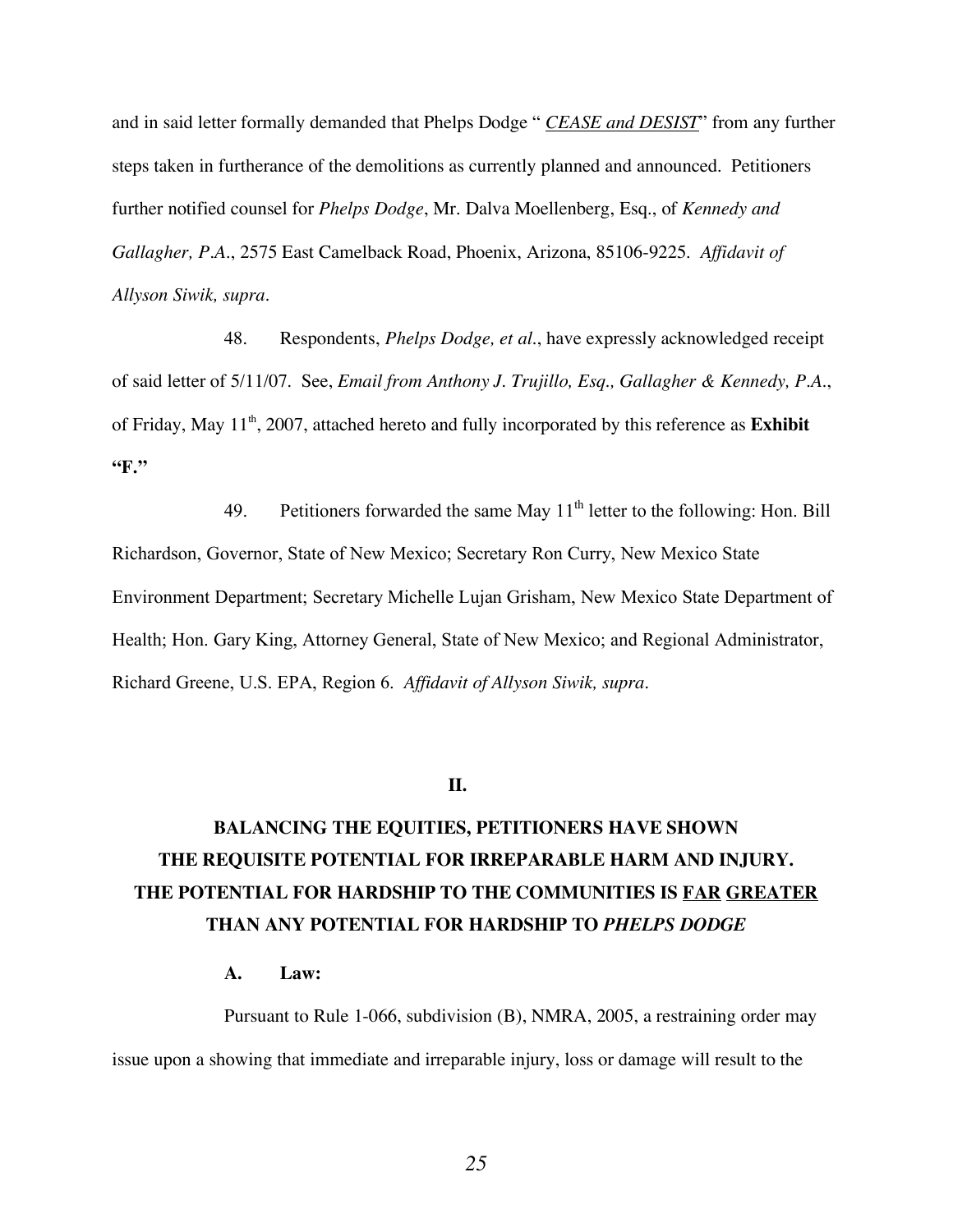and in said letter formally demanded that Phelps Dodge " *CEASE and DESIST*" from any further steps taken in furtherance of the demolitions as currently planned and announced. Petitioners further notified counsel for *Phelps Dodge*, Mr. Dalva Moellenberg, Esq., of *Kennedy and Gallagher, P.A.*, 2575 East Camelback Road, Phoenix, Arizona, 85106-9225. *Affidavit of Allyson Siwik, supra*.

48. Respondents, *Phelps Dodge, et al.*, have expressly acknowledged receipt of said letter of 5/11/07. See, *Email from Anthony J. Trujillo, Esq., Gallagher & Kennedy, P.A.*, of Friday, May 11th, 2007, attached hereto and fully incorporated by this reference as **Exhibit "F."**

49. Petitioners forwarded the same May 11th letter to the following: Hon. Bill Richardson, Governor, State of New Mexico; Secretary Ron Curry, New Mexico State Environment Department; Secretary Michelle Lujan Grisham, New Mexico State Department of Health; Hon. Gary King, Attorney General, State of New Mexico; and Regional Administrator, Richard Greene, U.S. EPA, Region 6. *Affidavit of Allyson Siwik, supra*.

## II.

## BALANCING THE EQUITIES, PETITIONERS HAVE SHOWN THE REQUISITE POTENTIAL FOR IRREPARABLE HARM AND INJURY. THE POTENTIAL FOR HARDSHIP TO THE COMMUNITIES IS FAR GREATER THAN ANY POTENTIAL FOR HARDSHIP TO *PHELPS DODGE*

### A. Law:

Pursuant to Rule 1-066, subdivision (B), NMRA, 2005, a restraining order may issue upon a showing that immediate and irreparable injury, loss or damage will result to the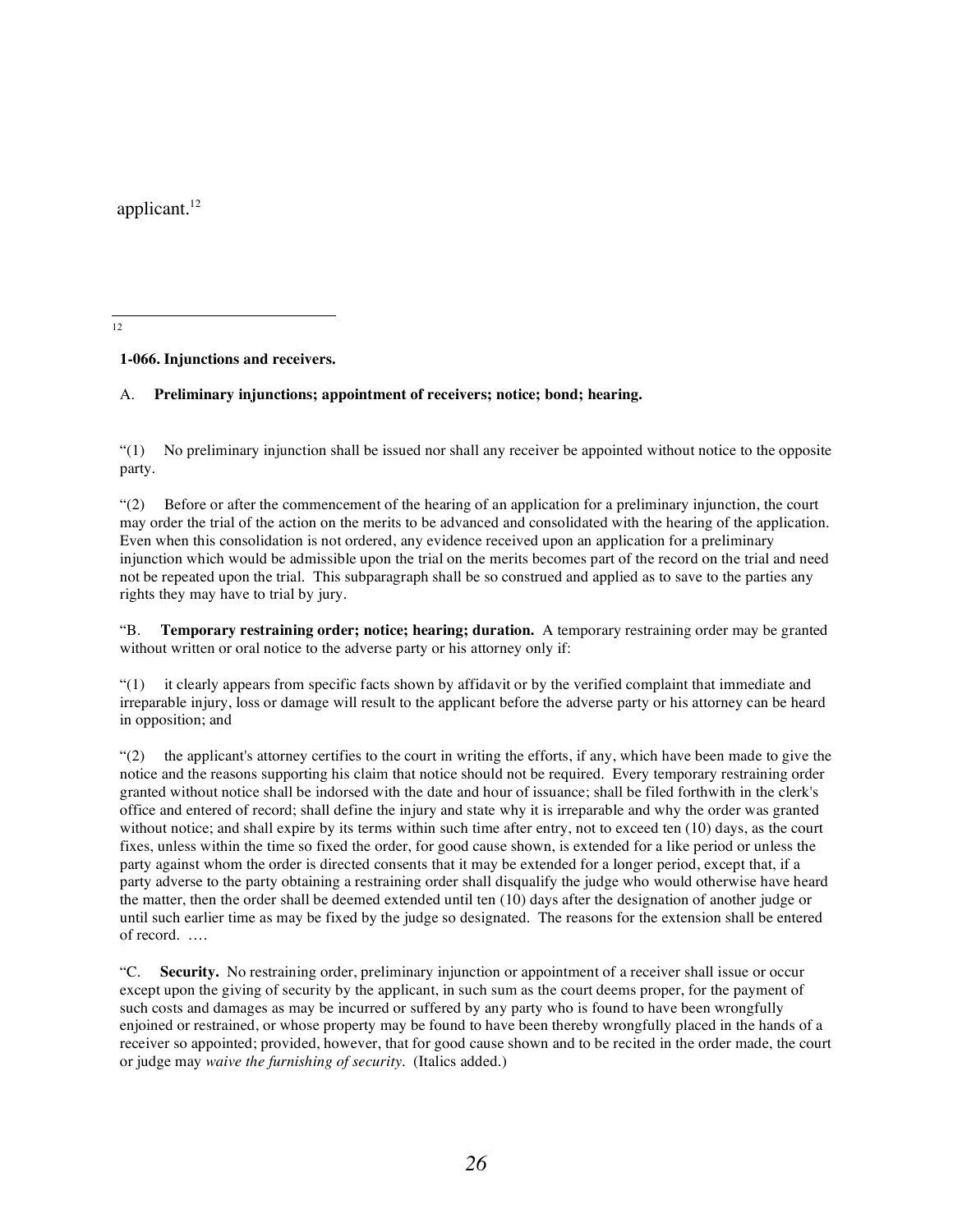applicant.[12]

---

[12]

**1-066. Injunctions and receivers.**

A. **Preliminary injunctions; appointment of receivers; notice; bond; hearing.**

“(1) No preliminary injunction shall be issued nor shall any receiver be appointed without notice to the opposite party.

“(2) Before or after the commencement of the hearing of an application for a preliminary injunction, the court may order the trial of the action on the merits to be advanced and consolidated with the hearing of the application. Even when this consolidation is not ordered, any evidence received upon an application for a preliminary injunction which would be admissible upon the trial on the merits becomes part of the record on the trial and need not be repeated upon the trial. This subparagraph shall be so construed and applied as to save to the parties any rights they may have to trial by jury.

“B. **Temporary restraining order; notice; hearing; duration.** A temporary restraining order may be granted without written or oral notice to the adverse party or his attorney only if:

“(1) it clearly appears from specific facts shown by affidavit or by the verified complaint that immediate and irreparable injury, loss or damage will result to the applicant before the adverse party or his attorney can be heard in opposition; and

“(2) the applicant's attorney certifies to the court in writing the efforts, if any, which have been made to give the notice and the reasons supporting his claim that notice should not be required. Every temporary restraining order granted without notice shall be indorsed with the date and hour of issuance; shall be filed forthwith in the clerk's office and entered of record; shall define the injury and state why it is irreparable and why the order was granted without notice; and shall expire by its terms within such time after entry, not to exceed ten (10) days, as the court fixes, unless within the time so fixed the order, for good cause shown, is extended for a like period or unless the party against whom the order is directed consents that it may be extended for a longer period, except that, if a party adverse to the party obtaining a restraining order shall disqualify the judge who would otherwise have heard the matter, then the order shall be deemed extended until ten (10) days after the designation of another judge or until such earlier time as may be fixed by the judge so designated. The reasons for the extension shall be entered of record. ….

“C. **Security.** No restraining order, preliminary injunction or appointment of a receiver shall issue or occur except upon the giving of security by the applicant, in such sum as the court deems proper, for the payment of such costs and damages as may be incurred or suffered by any party who is found to have been wrongfully enjoined or restrained, or whose property may be found to have been thereby wrongfully placed in the hands of a receiver so appointed; provided, however, that for good cause shown and to be recited in the order made, the court or judge may *waive the furnishing of security*. (Italics added.)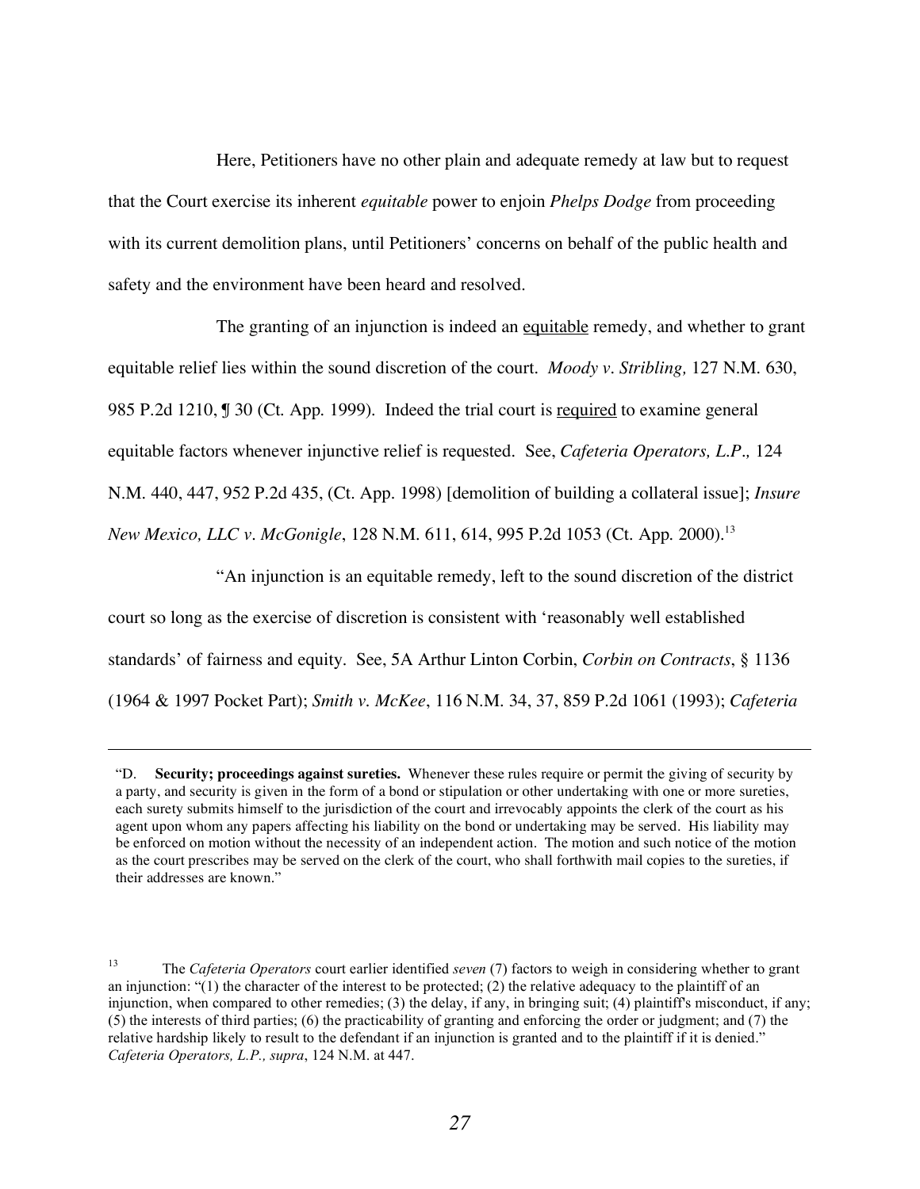Here, Petitioners have no other plain and adequate remedy at law but to request that the Court exercise its inherent *equitable* power to enjoin *Phelps Dodge* from proceeding with its current demolition plans, until Petitioners' concerns on behalf of the public health and safety and the environment have been heard and resolved.

The granting of an injunction is indeed an <u>equitable</u> remedy, and whether to grant equitable relief lies within the sound discretion of the court. *Moody v. Stribling,* 127 N.M. 630, 985 P.2d 1210, ¶ 30 (Ct. App. 1999). Indeed the trial court is <u>required</u> to examine general equitable factors whenever injunctive relief is requested. See, *Cafeteria Operators, L.P.,* 124 N.M. 440, 447, 952 P.2d 435, (Ct. App. 1998) [demolition of building a collateral issue]; *Insure New Mexico, LLC v. McGonigle*, 128 N.M. 611, 614, 995 P.2d 1053 (Ct. App. 2000).[13]

"An injunction is an equitable remedy, left to the sound discretion of the district court so long as the exercise of discretion is consistent with 'reasonably well established standards' of fairness and equity. See, 5A Arthur Linton Corbin, *Corbin on Contracts*, § 1136 (1964 & 1997 Pocket Part); *Smith v. McKee*, 116 N.M. 34, 37, 859 P.2d 1061 (1993); *Cafeteria*

---

"D. **Security; proceedings against sureties.** Whenever these rules require or permit the giving of security by a party, and security is given in the form of a bond or stipulation or other undertaking with one or more sureties, each surety submits himself to the jurisdiction of the court and irrevocably appoints the clerk of the court as his agent upon whom any papers affecting his liability on the bond or undertaking may be served. His liability may be enforced on motion without the necessity of an independent action. The motion and such notice of the motion as the court prescribes may be served on the clerk of the court, who shall forthwith mail copies to the sureties, if their addresses are known."

[13] The *Cafeteria Operators* court earlier identified *seven* (7) factors to weigh in considering whether to grant an injunction: "(1) the character of the interest to be protected; (2) the relative adequacy to the plaintiff of an injunction, when compared to other remedies; (3) the delay, if any, in bringing suit; (4) plaintiff's misconduct, if any; (5) the interests of third parties; (6) the practicability of granting and enforcing the order or judgment; and (7) the relative hardship likely to result to the defendant if an injunction is granted and to the plaintiff if it is denied." *Cafeteria Operators, L.P., supra*, 124 N.M. at 447.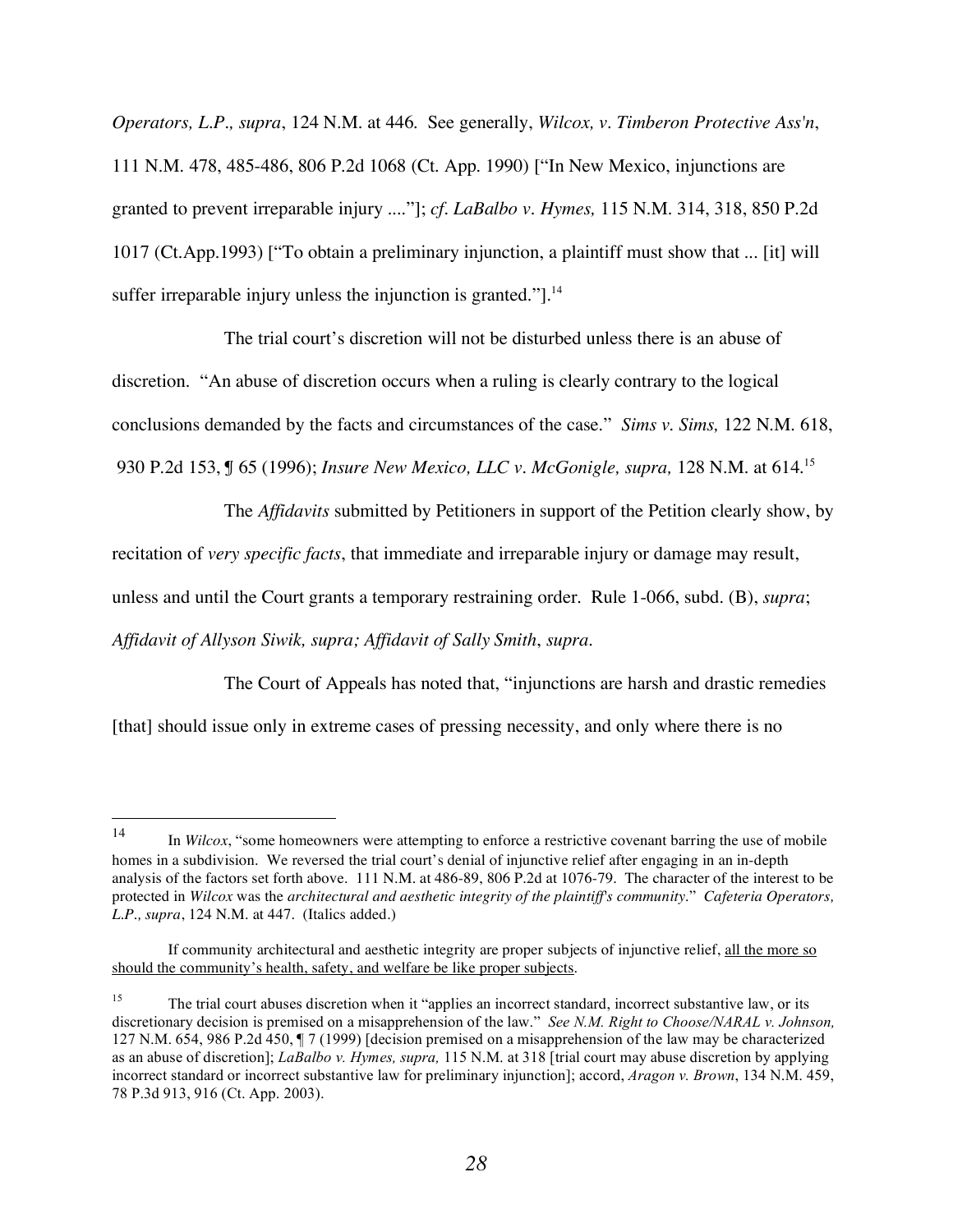*Operators, L.P., supra*, 124 N.M. at 446. See generally, *Wilcox, v. Timberon Protective Ass'n*, 111 N.M. 478, 485-486, 806 P.2d 1068 (Ct. App. 1990) ["In New Mexico, injunctions are granted to prevent irreparable injury ...."]; *cf. LaBalbo v. Hymes,* 115 N.M. 314, 318, 850 P.2d 1017 (Ct.App.1993) ["To obtain a preliminary injunction, a plaintiff must show that ... [it] will suffer irreparable injury unless the injunction is granted."].[14]

The trial court's discretion will not be disturbed unless there is an abuse of discretion. "An abuse of discretion occurs when a ruling is clearly contrary to the logical conclusions demanded by the facts and circumstances of the case." *Sims v. Sims,* 122 N.M. 618, 930 P.2d 153, ¶ 65 (1996); *Insure New Mexico, LLC v. McGonigle, supra,* 128 N.M. at 614.[15]

The *Affidavits* submitted by Petitioners in support of the Petition clearly show, by recitation of *very specific facts*, that immediate and irreparable injury or damage may result, unless and until the Court grants a temporary restraining order. Rule 1-066, subd. (B), *supra*; *Affidavit of Allyson Siwik, supra; Affidavit of Sally Smith*, *supra*.

The Court of Appeals has noted that, "injunctions are harsh and drastic remedies [that] should issue only in extreme cases of pressing necessity, and only where there is no

---

[14] In *Wilcox*, "some homeowners were attempting to enforce a restrictive covenant barring the use of mobile homes in a subdivision. We reversed the trial court's denial of injunctive relief after engaging in an in-depth analysis of the factors set forth above. 111 N.M. at 486-89, 806 P.2d at 1076-79. The character of the interest to be protected in *Wilcox* was the *architectural and aesthetic integrity of the plaintiff's community*." *Cafeteria Operators, L.P., supra*, 124 N.M. at 447. (Italics added.)

If community architectural and aesthetic integrity are proper subjects of injunctive relief, <u>all the more so should the community's health, safety, and welfare be like proper subjects</u>.

[15] The trial court abuses discretion when it "applies an incorrect standard, incorrect substantive law, or its discretionary decision is premised on a misapprehension of the law." *See N.M. Right to Choose/NARAL v. Johnson,* 127 N.M. 654, 986 P.2d 450, ¶ 7 (1999) [decision premised on a misapprehension of the law may be characterized as an abuse of discretion]; *LaBalbo v. Hymes, supra,* 115 N.M. at 318 [trial court may abuse discretion by applying incorrect standard or incorrect substantive law for preliminary injunction]; accord, *Aragon v. Brown*, 134 N.M. 459, 78 P.3d 913, 916 (Ct. App. 2003).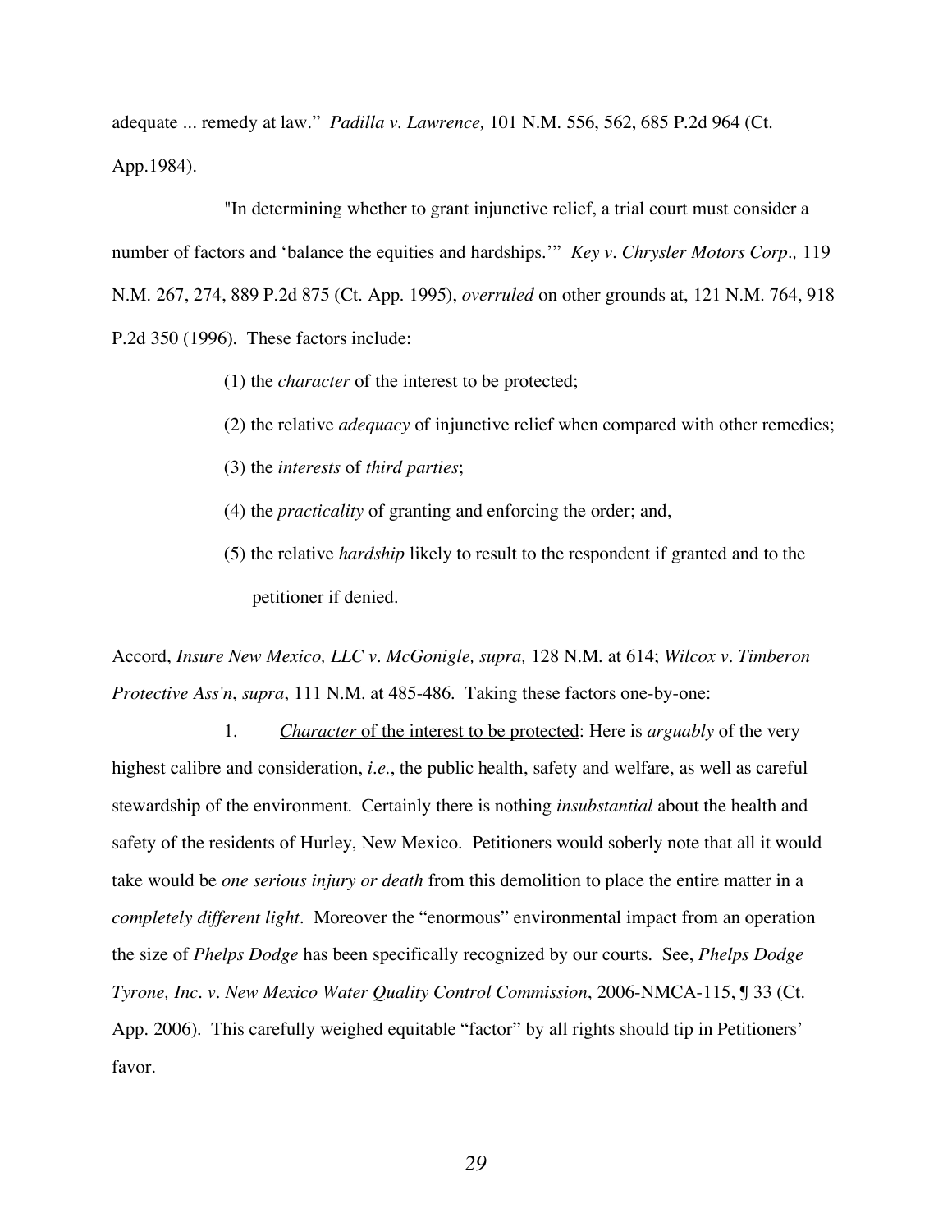adequate ... remedy at law." *Padilla v. Lawrence,* 101 N.M. 556, 562, 685 P.2d 964 (Ct. App.1984).

"In determining whether to grant injunctive relief, a trial court must consider a number of factors and 'balance the equities and hardships.'" *Key v. Chrysler Motors Corp.,* 119 N.M. 267, 274, 889 P.2d 875 (Ct. App. 1995), *overruled* on other grounds at, 121 N.M. 764, 918 P.2d 350 (1996). These factors include:

(1) the *character* of the interest to be protected;

(2) the relative *adequacy* of injunctive relief when compared with other remedies;

(3) the *interests* of *third parties*;

(4) the *practicality* of granting and enforcing the order; and,

(5) the relative *hardship* likely to result to the respondent if granted and to the petitioner if denied.

Accord, *Insure New Mexico, LLC v. McGonigle, supra,* 128 N.M. at 614; *Wilcox v. Timberon Protective Ass'n*, *supra*, 111 N.M. at 485-486. Taking these factors one-by-one:

1. <u>*Character* of the interest to be protected</u>: Here is *arguably* of the very highest calibre and consideration, *i.e.*, the public health, safety and welfare, as well as careful stewardship of the environment. Certainly there is nothing *insubstantial* about the health and safety of the residents of Hurley, New Mexico. Petitioners would soberly note that all it would take would be *one serious injury or death* from this demolition to place the entire matter in a *completely different light*. Moreover the "enormous" environmental impact from an operation the size of *Phelps Dodge* has been specifically recognized by our courts. See, *Phelps Dodge Tyrone, Inc. v. New Mexico Water Quality Control Commission*, 2006-NMCA-115, ¶ 33 (Ct. App. 2006). This carefully weighed equitable "factor" by all rights should tip in Petitioners' favor.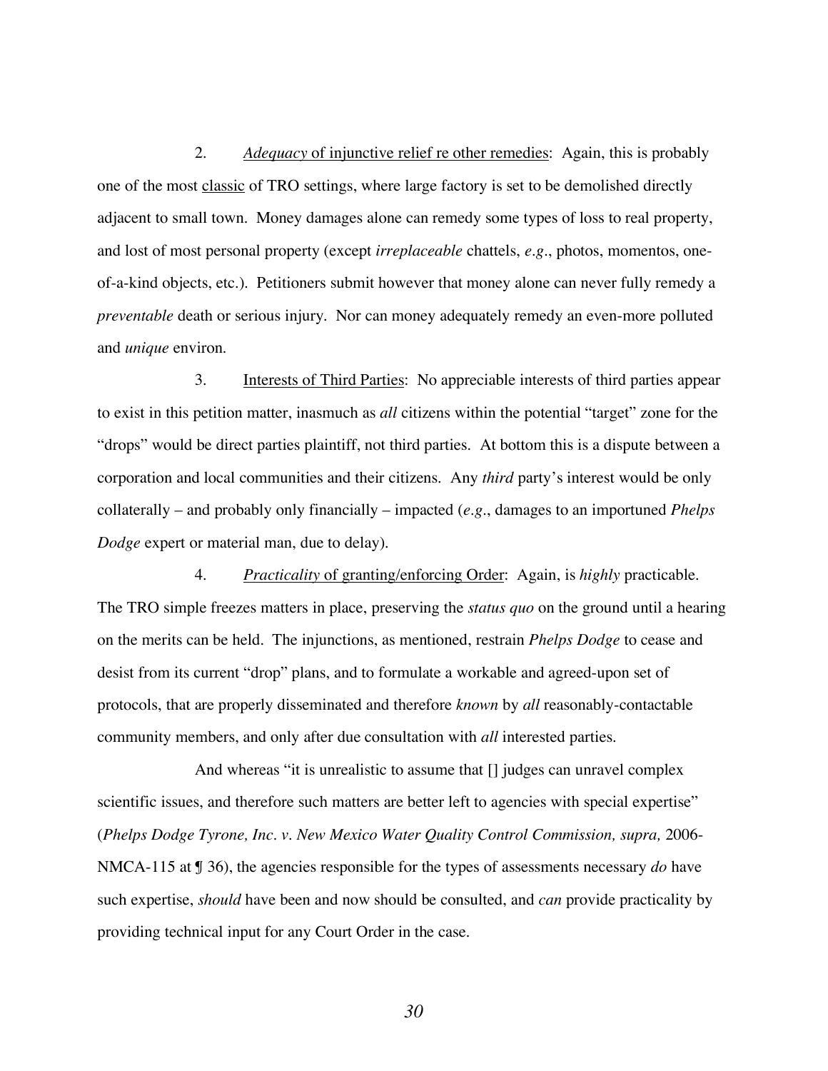2. *Adequacy* of injunctive relief re other remedies: Again, this is probably one of the most classic of TRO settings, where large factory is set to be demolished directly adjacent to small town. Money damages alone can remedy some types of loss to real property, and lost of most personal property (except *irreplaceable* chattels, *e.g*., photos, momentos, one-of-a-kind objects, etc.). Petitioners submit however that money alone can never fully remedy a *preventable* death or serious injury. Nor can money adequately remedy an even-more polluted and *unique* environ.

3. Interests of Third Parties: No appreciable interests of third parties appear to exist in this petition matter, inasmuch as *all* citizens within the potential "target" zone for the "drops" would be direct parties plaintiff, not third parties. At bottom this is a dispute between a corporation and local communities and their citizens. Any *third* party's interest would be only collaterally – and probably only financially – impacted (*e.g*., damages to an importuned *Phelps Dodge* expert or material man, due to delay).

4. *Practicality* of granting/enforcing Order: Again, is *highly* practicable. The TRO simple freezes matters in place, preserving the *status quo* on the ground until a hearing on the merits can be held. The injunctions, as mentioned, restrain *Phelps Dodge* to cease and desist from its current "drop" plans, and to formulate a workable and agreed-upon set of protocols, that are properly disseminated and therefore *known* by *all* reasonably-contactable community members, and only after due consultation with *all* interested parties.

And whereas "it is unrealistic to assume that [] judges can unravel complex scientific issues, and therefore such matters are better left to agencies with special expertise" (*Phelps Dodge Tyrone, Inc. v. New Mexico Water Quality Control Commission, supra,* 2006-NMCA-115 at ¶ 36), the agencies responsible for the types of assessments necessary *do* have such expertise, *should* have been and now should be consulted, and *can* provide practicality by providing technical input for any Court Order in the case.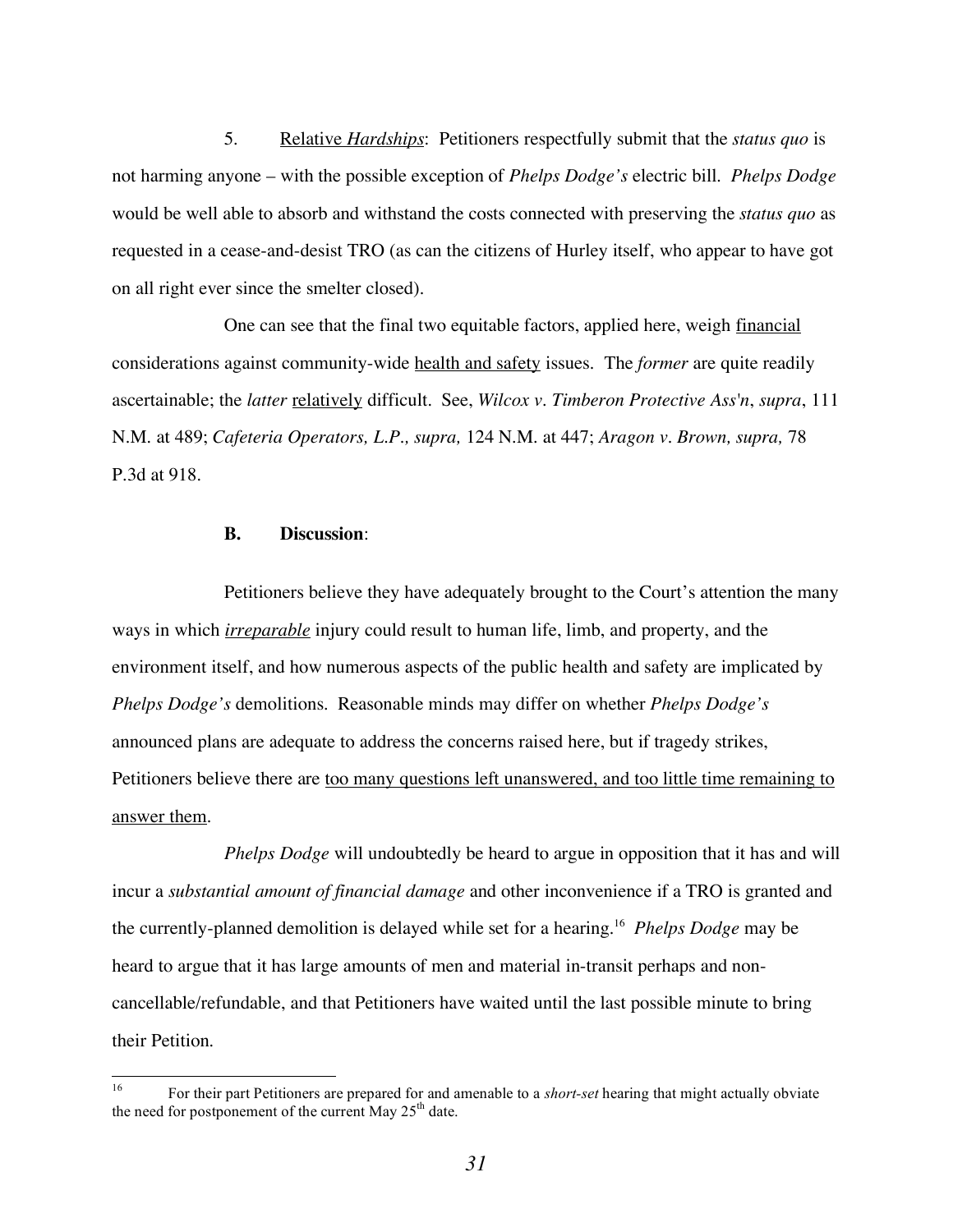5. <u>Relative *Hardships*</u>: Petitioners respectfully submit that the *status quo* is not harming anyone – with the possible exception of *Phelps Dodge's* electric bill. *Phelps Dodge* would be well able to absorb and withstand the costs connected with preserving the *status quo* as requested in a cease-and-desist TRO (as can the citizens of Hurley itself, who appear to have got on all right ever since the smelter closed).

One can see that the final two equitable factors, applied here, weigh <u>financial</u> considerations against community-wide <u>health and safety</u> issues. The *former* are quite readily ascertainable; the *latter* <u>relatively</u> difficult. See, *Wilcox v. Timberon Protective Ass'n*, *supra*, 111 N.M. at 489; *Cafeteria Operators, L.P., supra,* 124 N.M. at 447; *Aragon v. Brown, supra,* 78 P.3d at 918.

**B. Discussion**:

Petitioners believe they have adequately brought to the Court's attention the many ways in which <u>*irreparable*</u> injury could result to human life, limb, and property, and the environment itself, and how numerous aspects of the public health and safety are implicated by *Phelps Dodge's* demolitions. Reasonable minds may differ on whether *Phelps Dodge's* announced plans are adequate to address the concerns raised here, but if tragedy strikes, Petitioners believe there are <u>too many questions left unanswered, and too little time remaining to answer them</u>.

*Phelps Dodge* will undoubtedly be heard to argue in opposition that it has and will incur a *substantial amount of financial damage* and other inconvenience if a TRO is granted and the currently-planned demolition is delayed while set for a hearing.[16] *Phelps Dodge* may be heard to argue that it has large amounts of men and material in-transit perhaps and non-cancellable/refundable, and that Petitioners have waited until the last possible minute to bring their Petition.

[16] For their part Petitioners are prepared for and amenable to a *short-set* hearing that might actually obviate the need for postponement of the current May 25th date.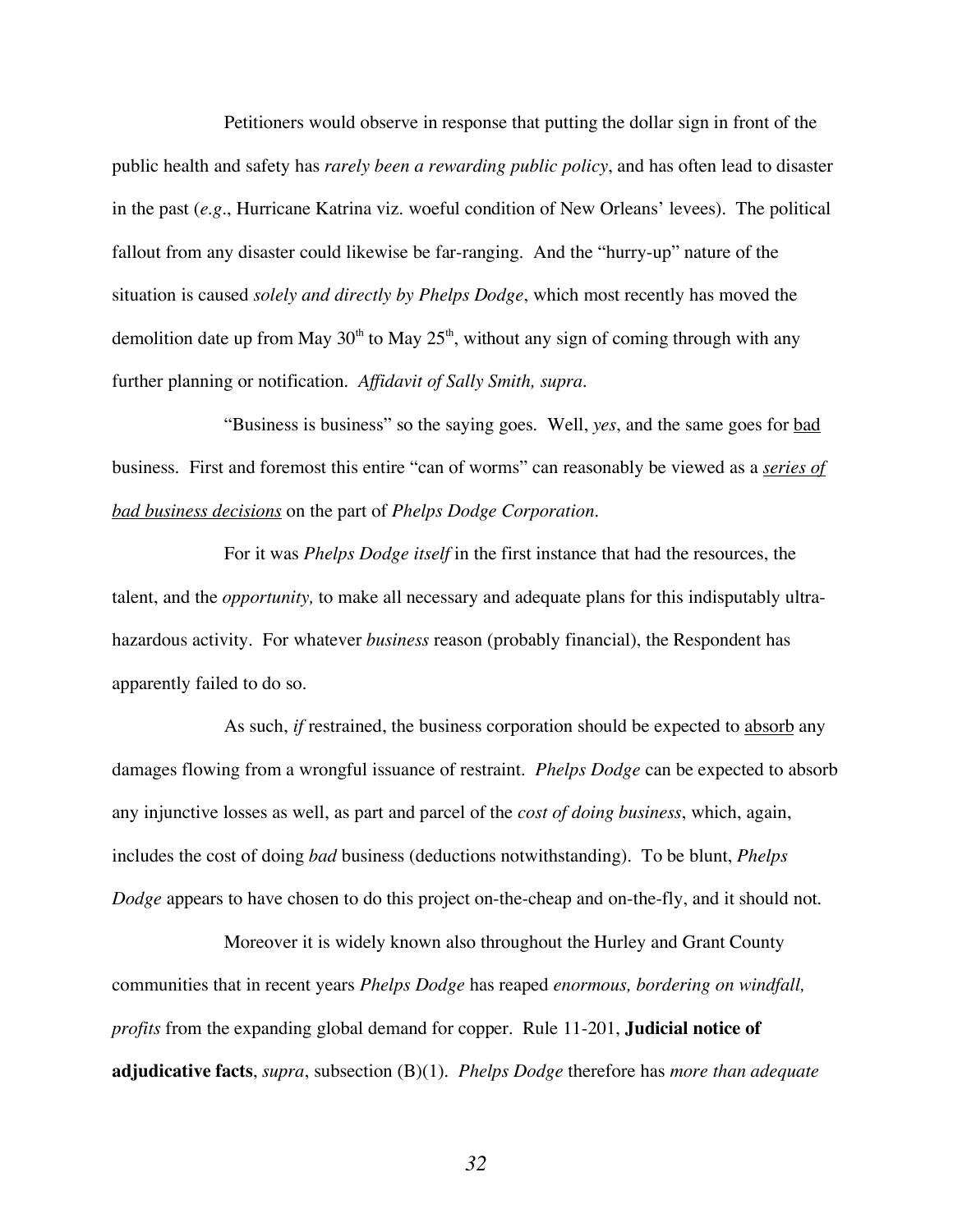Petitioners would observe in response that putting the dollar sign in front of the public health and safety has *rarely been a rewarding public policy*, and has often lead to disaster in the past (*e.g*., Hurricane Katrina viz. woeful condition of New Orleans' levees). The political fallout from any disaster could likewise be far-ranging. And the "hurry-up" nature of the situation is caused *solely and directly by Phelps Dodge*, which most recently has moved the demolition date up from May 30th to May 25th, without any sign of coming through with any further planning or notification. *Affidavit of Sally Smith, supra*.

"Business is business" so the saying goes. Well, *yes*, and the same goes for <u>bad</u> business. First and foremost this entire "can of worms" can reasonably be viewed as a <u>*series of bad business decisions*</u> on the part of *Phelps Dodge Corporation*.

For it was *Phelps Dodge itself* in the first instance that had the resources, the talent, and the *opportunity,* to make all necessary and adequate plans for this indisputably ultra-hazardous activity. For whatever *business* reason (probably financial), the Respondent has apparently failed to do so.

As such, *if* restrained, the business corporation should be expected to <u>absorb</u> any damages flowing from a wrongful issuance of restraint. *Phelps Dodge* can be expected to absorb any injunctive losses as well, as part and parcel of the *cost of doing business*, which, again, includes the cost of doing *bad* business (deductions notwithstanding). To be blunt, *Phelps Dodge* appears to have chosen to do this project on-the-cheap and on-the-fly, and it should not.

Moreover it is widely known also throughout the Hurley and Grant County communities that in recent years *Phelps Dodge* has reaped *enormous, bordering on windfall, profits* from the expanding global demand for copper. Rule 11-201, **Judicial notice of adjudicative facts**, *supra*, subsection (B)(1). *Phelps Dodge* therefore has *more than adequate*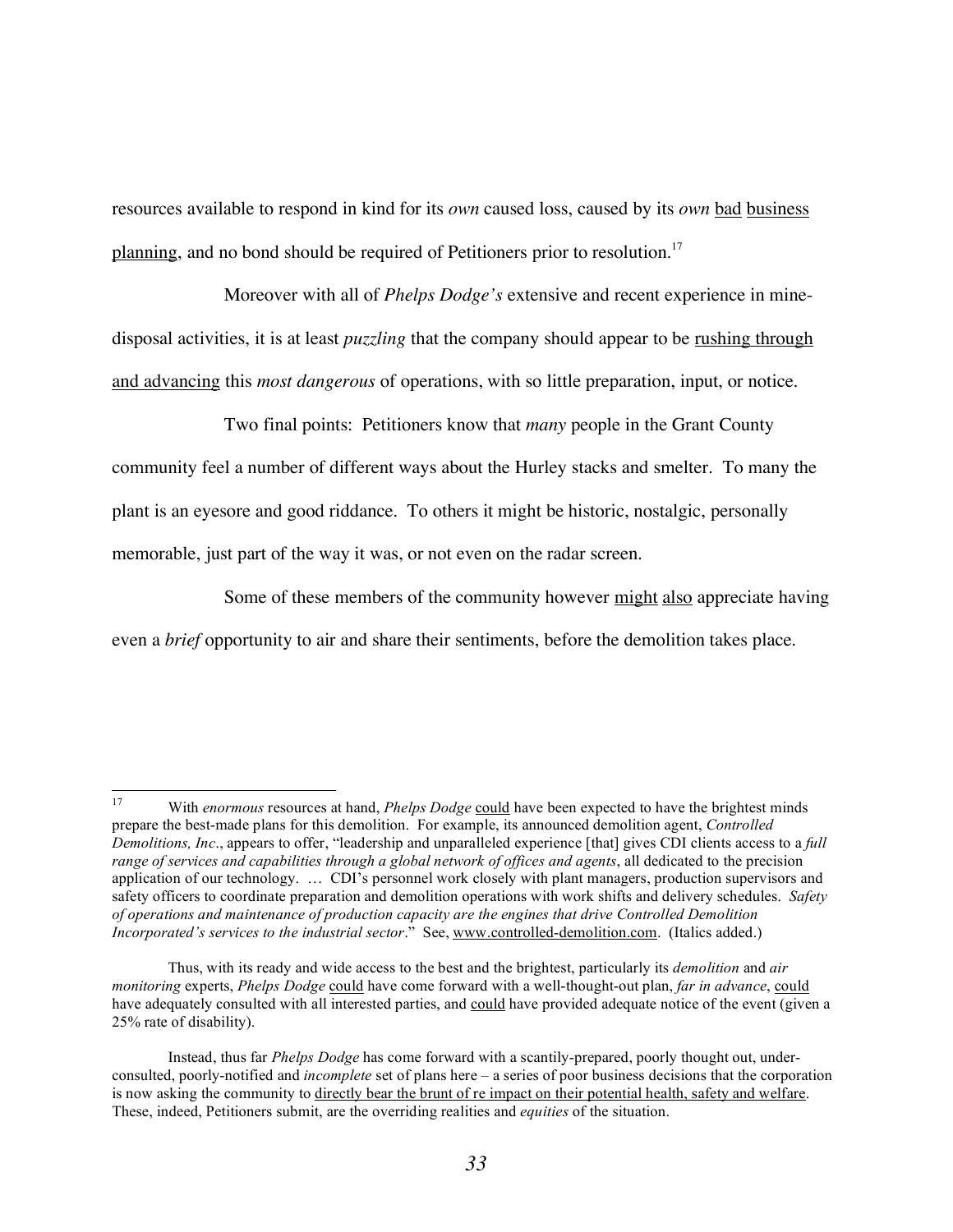resources available to respond in kind for its *own* caused loss, caused by its *own* <u>bad</u> <u>business</u> <u>planning</u>, and no bond should be required of Petitioners prior to resolution.[17]

Moreover with all of *Phelps Dodge's* extensive and recent experience in mine-disposal activities, it is at least *puzzling* that the company should appear to be <u>rushing through and advancing</u> this *most dangerous* of operations, with so little preparation, input, or notice.

Two final points: Petitioners know that *many* people in the Grant County community feel a number of different ways about the Hurley stacks and smelter. To many the plant is an eyesore and good riddance. To others it might be historic, nostalgic, personally memorable, just part of the way it was, or not even on the radar screen.

Some of these members of the community however <u>might</u> <u>also</u> appreciate having even a *brief* opportunity to air and share their sentiments, before the demolition takes place.

---

[17] With *enormous* resources at hand, *Phelps Dodge* <u>could</u> have been expected to have the brightest minds prepare the best-made plans for this demolition. For example, its announced demolition agent, *Controlled Demolitions, Inc*., appears to offer, "leadership and unparalleled experience [that] gives CDI clients access to a *full range of services and capabilities through a global network of offices and agents*, all dedicated to the precision application of our technology. … CDI's personnel work closely with plant managers, production supervisors and safety officers to coordinate preparation and demolition operations with work shifts and delivery schedules. *Safety of operations and maintenance of production capacity are the engines that drive Controlled Demolition Incorporated's services to the industrial sector*." See, <u>www.controlled-demolition.com</u>. (Italics added.)

Thus, with its ready and wide access to the best and the brightest, particularly its *demolition* and *air monitoring* experts, *Phelps Dodge* <u>could</u> have come forward with a well-thought-out plan, *far in advance*, <u>could</u> have adequately consulted with all interested parties, and <u>could</u> have provided adequate notice of the event (given a 25% rate of disability).

Instead, thus far *Phelps Dodge* has come forward with a scantily-prepared, poorly thought out, under-consulted, poorly-notified and *incomplete* set of plans here – a series of poor business decisions that the corporation is now asking the community to <u>directly bear the brunt of re impact on their potential health, safety and welfare</u>. These, indeed, Petitioners submit, are the overriding realities and *equities* of the situation.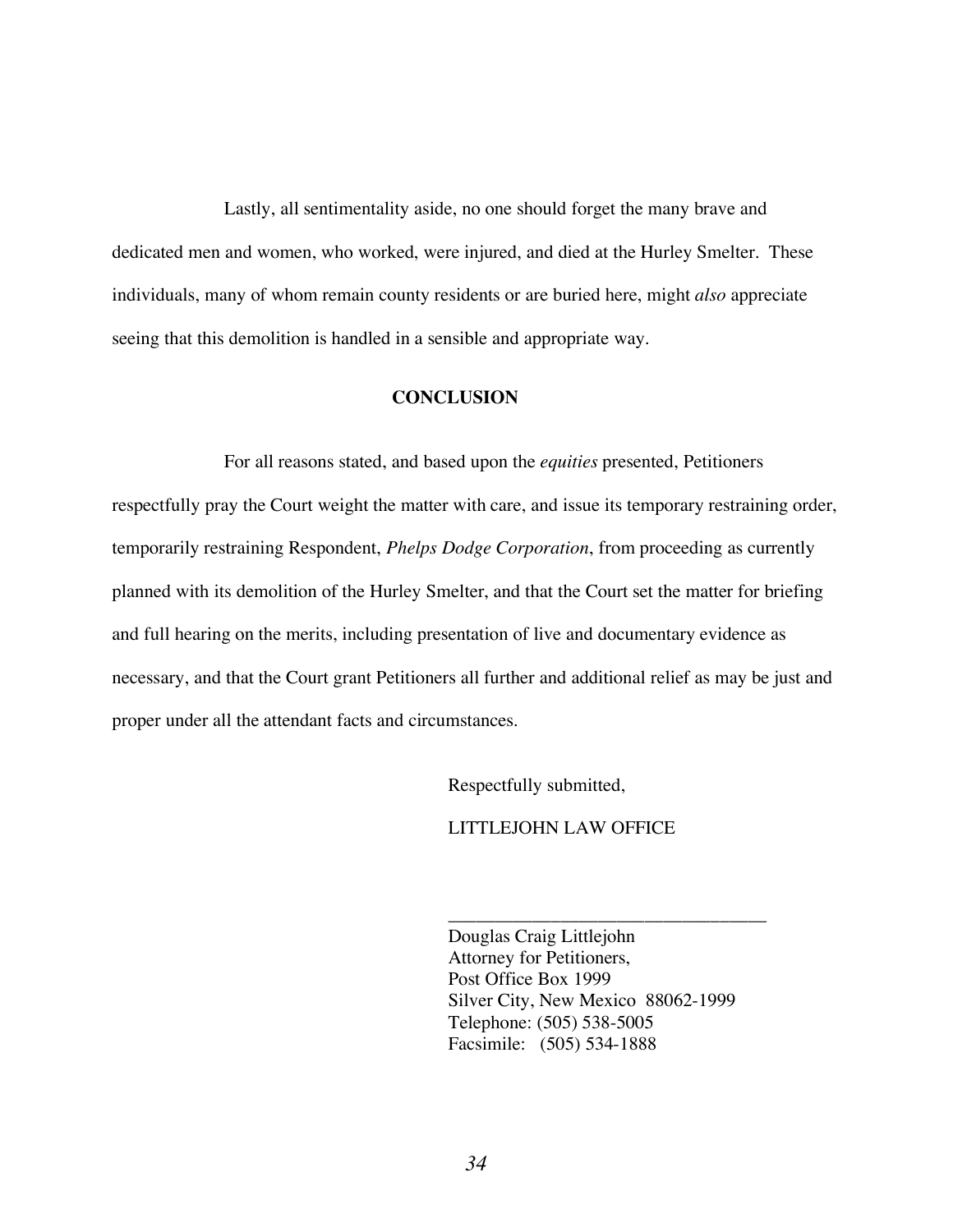Lastly, all sentimentality aside, no one should forget the many brave and dedicated men and women, who worked, were injured, and died at the Hurley Smelter. These individuals, many of whom remain county residents or are buried here, might *also* appreciate seeing that this demolition is handled in a sensible and appropriate way.

**CONCLUSION**

For all reasons stated, and based upon the *equities* presented, Petitioners respectfully pray the Court weight the matter with care, and issue its temporary restraining order, temporarily restraining Respondent, *Phelps Dodge Corporation*, from proceeding as currently planned with its demolition of the Hurley Smelter, and that the Court set the matter for briefing and full hearing on the merits, including presentation of live and documentary evidence as necessary, and that the Court grant Petitioners all further and additional relief as may be just and proper under all the attendant facts and circumstances.

Respectfully submitted,

LITTLEJOHN LAW OFFICE

\_\_\_\_\_\_\_\_\_\_\_\_\_\_\_\_\_\_\_\_\_\_\_\_\_\_\_\_\_\_\_\_\_\_

Douglas Craig Littlejohn
Attorney for Petitioners,
Post Office Box 1999
Silver City, New Mexico 88062-1999
Telephone: (505) 538-5005
Facsimile: (505) 534-1888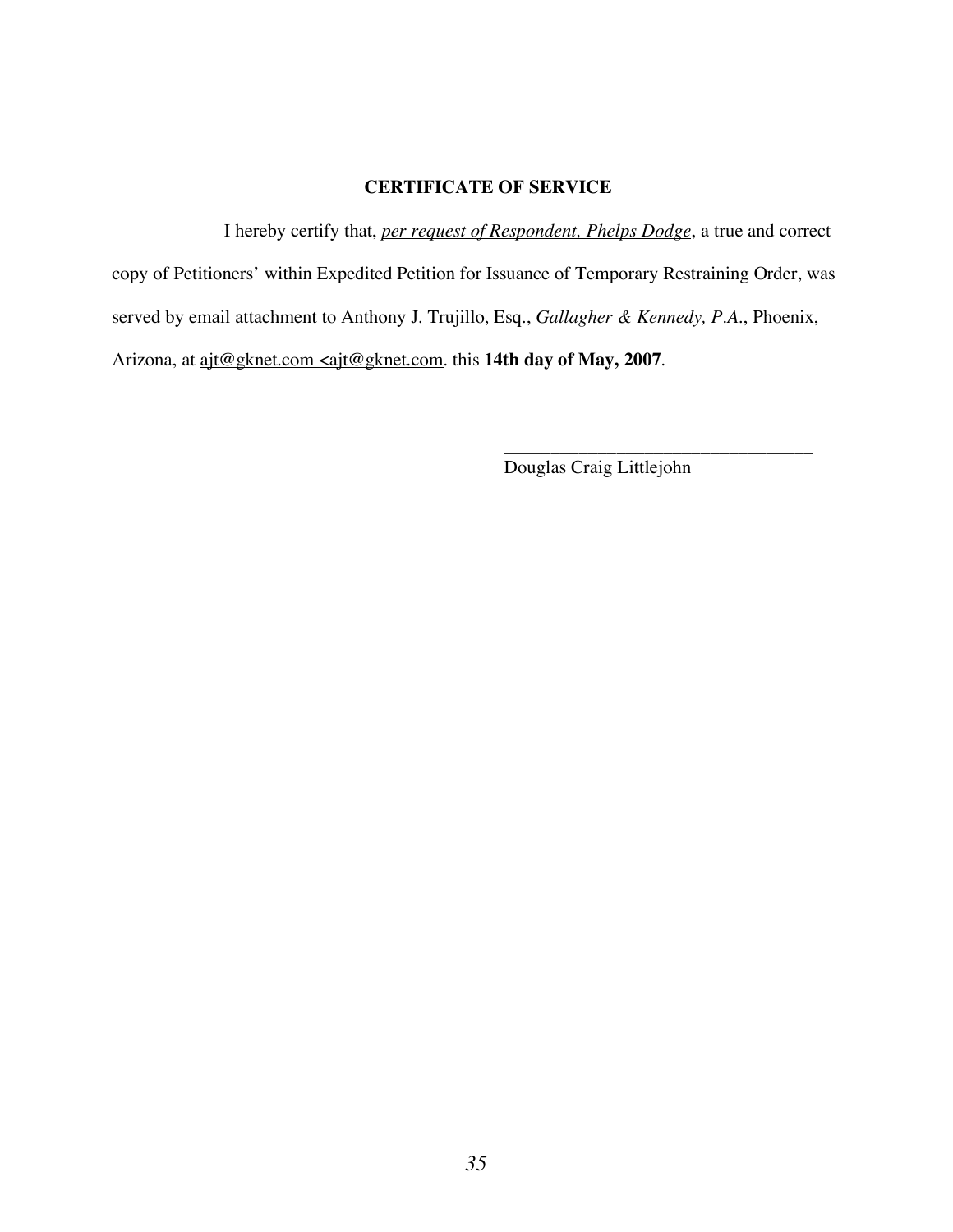**CERTIFICATE OF SERVICE**

I hereby certify that, <u>*per request of Respondent, Phelps Dodge*</u>, a true and correct copy of Petitioners' within Expedited Petition for Issuance of Temporary Restraining Order, was served by email attachment to Anthony J. Trujillo, Esq., *Gallagher & Kennedy, P.A.*, Phoenix, Arizona, at <u>ajt@gknet.com <ajt@gknet.com</u>. this **14th day of May, 2007**.

\_\_\_\_\_\_\_\_\_\_\_\_\_\_\_\_\_\_\_\_\_\_\_\_\_\_\_\_\_\_\_\_\_\_
Douglas Craig Littlejohn